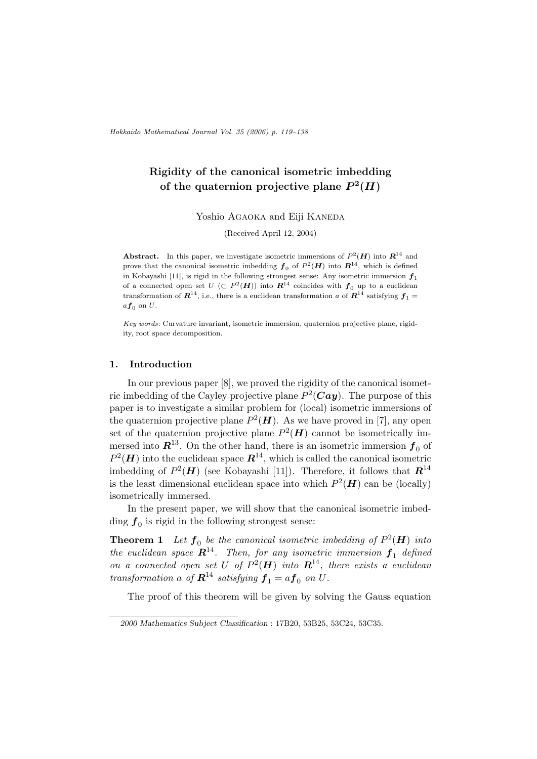# Rigidity of the canonical isometric imbedding of the quaternion projective plane $P^2(\boldsymbol{H})$

Yoshio Agaoka and Eiji Kaneda

(Received April 12, 2004)

**Abstract.** In this paper, we investigate isometric immersions of $P^2(\boldsymbol{H})$ into $\boldsymbol{R}^{14}$ and prove that the canonical isometric imbedding $\boldsymbol{f}_0$ of $P^2(\boldsymbol{H})$ into $\boldsymbol{R}^{14}$, which is defined in Kobayashi [11], is rigid in the following strongest sense: Any isometric immersion $\boldsymbol{f}_1$ of a connected open set $U$ ($\subset P^2(\boldsymbol{H})$) into $\boldsymbol{R}^{14}$ coincides with $\boldsymbol{f}_0$ up to a euclidean transformation of $\boldsymbol{R}^{14}$, i.e., there is a euclidean transformation $a$ of $\boldsymbol{R}^{14}$ satisfying $\boldsymbol{f}_1 = a\boldsymbol{f}_0$ on $U$.

*Key words*: Curvature invariant, isometric immersion, quaternion projective plane, rigidity, root space decomposition.

## 1. Introduction

In our previous paper [8], we proved the rigidity of the canonical isometric imbedding of the Cayley projective plane $P^2(\boldsymbol{Cay})$. The purpose of this paper is to investigate a similar problem for (local) isometric immersions of the quaternion projective plane $P^2(\boldsymbol{H})$. As we have proved in [7], any open set of the quaternion projective plane $P^2(\boldsymbol{H})$ cannot be isometrically immersed into $\boldsymbol{R}^{13}$. On the other hand, there is an isometric immersion $\boldsymbol{f}_0$ of $P^2(\boldsymbol{H})$ into the euclidean space $\boldsymbol{R}^{14}$, which is called the canonical isometric imbedding of $P^2(\boldsymbol{H})$ (see Kobayashi [11]). Therefore, it follows that $\boldsymbol{R}^{14}$ is the least dimensional euclidean space into which $P^2(\boldsymbol{H})$ can be (locally) isometrically immersed.

In the present paper, we will show that the canonical isometric imbedding $\boldsymbol{f}_0$ is rigid in the following strongest sense:

**Theorem 1** *Let $\boldsymbol{f}_0$ be the canonical isometric imbedding of $P^2(\boldsymbol{H})$ into the euclidean space $\boldsymbol{R}^{14}$. Then, for any isometric immersion $\boldsymbol{f}_1$ defined on a connected open set $U$ of $P^2(\boldsymbol{H})$ into $\boldsymbol{R}^{14}$, there exists a euclidean transformation $a$ of $\boldsymbol{R}^{14}$ satisfying $\boldsymbol{f}_1 = a\boldsymbol{f}_0$ on $U$.*

The proof of this theorem will be given by solving the Gauss equation

---

*2000 Mathematics Subject Classification* : 17B20, 53B25, 53C24, 53C35.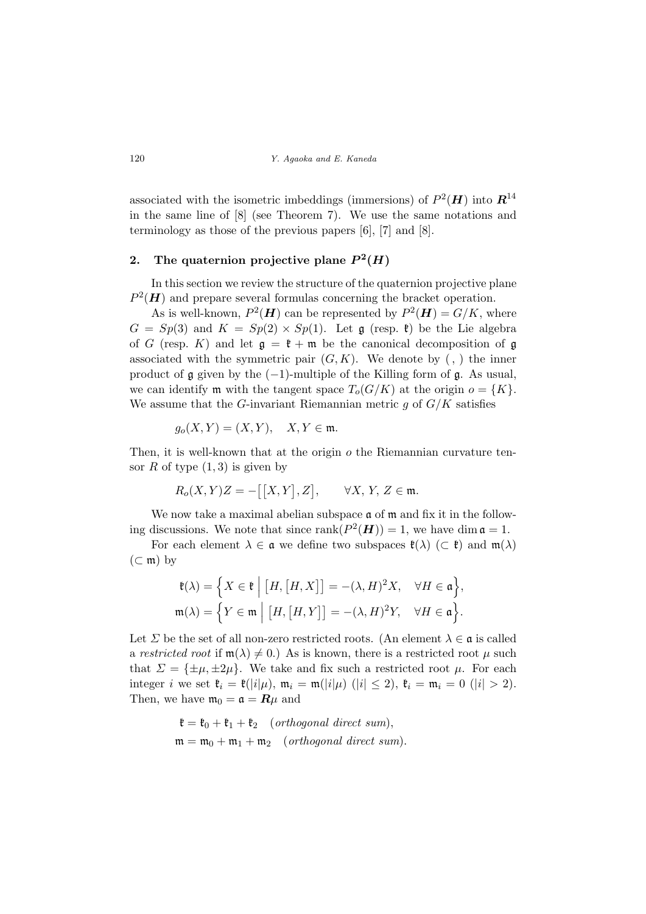associated with the isometric imbeddings (immersions) of $P^2(\boldsymbol{H})$ into $\boldsymbol{R}^{14}$ in the same line of [8] (see Theorem 7). We use the same notations and terminology as those of the previous papers [6], [7] and [8].

## 2. The quaternion projective plane $P^2(\boldsymbol{H})$

In this section we review the structure of the quaternion projective plane $P^2(\boldsymbol{H})$ and prepare several formulas concerning the bracket operation.

As is well-known, $P^2(\boldsymbol{H})$ can be represented by $P^2(\boldsymbol{H}) = G/K$, where $G = Sp(3)$ and $K = Sp(2) \times Sp(1)$. Let $\mathfrak{g}$ (resp. $\mathfrak{k}$) be the Lie algebra of $G$ (resp. $K$) and let $\mathfrak{g} = \mathfrak{k} + \mathfrak{m}$ be the canonical decomposition of $\mathfrak{g}$ associated with the symmetric pair $(G, K)$. We denote by $(\ ,\ )$ the inner product of $\mathfrak{g}$ given by the $(-1)$-multiple of the Killing form of $\mathfrak{g}$. As usual, we can identify $\mathfrak{m}$ with the tangent space $T_o(G/K)$ at the origin $o = \{K\}$. We assume that the $G$-invariant Riemannian metric $g$ of $G/K$ satisfies

$$g_o(X, Y) = (X, Y), \quad X, Y \in \mathfrak{m}.$$

Then, it is well-known that at the origin $o$ the Riemannian curvature tensor $R$ of type $(1, 3)$ is given by

$$R_o(X, Y)Z = -\big[[X, Y], Z\big], \qquad \forall X,\, Y,\, Z \in \mathfrak{m}.$$

We now take a maximal abelian subspace $\mathfrak{a}$ of $\mathfrak{m}$ and fix it in the following discussions. We note that since $\operatorname{rank}(P^2(\boldsymbol{H})) = 1$, we have $\dim \mathfrak{a} = 1$.

For each element $\lambda \in \mathfrak{a}$ we define two subspaces $\mathfrak{k}(\lambda)$ $(\subset \mathfrak{k})$ and $\mathfrak{m}(\lambda)$ $(\subset \mathfrak{m})$ by

$$\mathfrak{k}(\lambda) = \Big\{ X \in \mathfrak{k} \;\Big|\; \big[H, [H, X]\big] = -(\lambda, H)^2 X, \quad \forall H \in \mathfrak{a} \Big\},$$
$$\mathfrak{m}(\lambda) = \Big\{ Y \in \mathfrak{m} \;\Big|\; \big[H, [H, Y]\big] = -(\lambda, H)^2 Y, \quad \forall H \in \mathfrak{a} \Big\}.$$

Let $\Sigma$ be the set of all non-zero restricted roots. (An element $\lambda \in \mathfrak{a}$ is called a *restricted root* if $\mathfrak{m}(\lambda) \neq 0$.) As is known, there is a restricted root $\mu$ such that $\Sigma = \{\pm\mu, \pm 2\mu\}$. We take and fix such a restricted root $\mu$. For each integer $i$ we set $\mathfrak{k}_i = \mathfrak{k}(|i|\mu)$, $\mathfrak{m}_i = \mathfrak{m}(|i|\mu)$ $(|i| \leq 2)$, $\mathfrak{k}_i = \mathfrak{m}_i = 0$ $(|i| > 2)$. Then, we have $\mathfrak{m}_0 = \mathfrak{a} = \boldsymbol{R}\mu$ and

$$\mathfrak{k} = \mathfrak{k}_0 + \mathfrak{k}_1 + \mathfrak{k}_2 \quad (\textit{orthogonal direct sum}),$$
$$\mathfrak{m} = \mathfrak{m}_0 + \mathfrak{m}_1 + \mathfrak{m}_2 \quad (\textit{orthogonal direct sum}).$$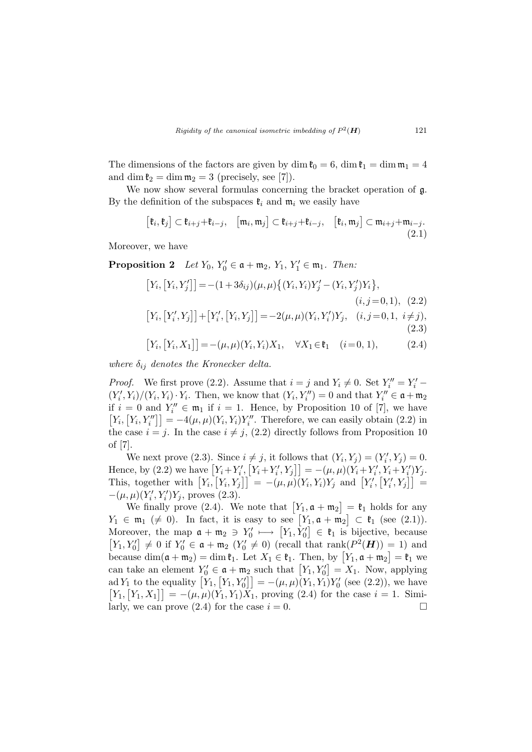The dimensions of the factors are given by $\dim \mathfrak{k}_0 = 6$, $\dim \mathfrak{k}_1 = \dim \mathfrak{m}_1 = 4$ and $\dim \mathfrak{k}_2 = \dim \mathfrak{m}_2 = 3$ (precisely, see [7]).

We now show several formulas concerning the bracket operation of $\mathfrak{g}$. By the definition of the subspaces $\mathfrak{k}_i$ and $\mathfrak{m}_i$ we easily have

$$\big[\mathfrak{k}_i, \mathfrak{k}_j\big] \subset \mathfrak{k}_{i+j} + \mathfrak{k}_{i-j}, \quad \big[\mathfrak{m}_i, \mathfrak{m}_j\big] \subset \mathfrak{k}_{i+j} + \mathfrak{k}_{i-j}, \quad \big[\mathfrak{k}_i, \mathfrak{m}_j\big] \subset \mathfrak{m}_{i+j} + \mathfrak{m}_{i-j}. \tag{2.1}$$

Moreover, we have

**Proposition 2** *Let $Y_0$, $Y_0' \in \mathfrak{a} + \mathfrak{m}_2$, $Y_1$, $Y_1' \in \mathfrak{m}_1$. Then:*

$$\big[Y_i, \big[Y_i, Y_j'\big]\big] = -(1+3\delta_{ij})(\mu,\mu)\big\{(Y_i,Y_i)Y_j' - (Y_i, Y_j')Y_i\big\}, \quad (i,j=0,1), \tag{2.2}$$

$$\big[Y_i, \big[Y_i', Y_j\big]\big] + \big[Y_i', \big[Y_i, Y_j\big]\big] = -2(\mu,\mu)(Y_i, Y_i')Y_j, \quad (i,j=0,1,\ i \neq j), \tag{2.3}$$

$$\big[Y_i, \big[Y_i, X_1\big]\big] = -(\mu,\mu)(Y_i,Y_i)X_1, \quad \forall X_1 \in \mathfrak{k}_1 \quad (i=0,1), \tag{2.4}$$

*where $\delta_{ij}$ denotes the Kronecker delta.*

*Proof.* We first prove (2.2). Assume that $i = j$ and $Y_i \neq 0$. Set $Y_i'' = Y_i' - (Y_i', Y_i)/(Y_i, Y_i) \cdot Y_i$. Then, we know that $(Y_i, Y_i'') = 0$ and that $Y_i'' \in \mathfrak{a} + \mathfrak{m}_2$ if $i = 0$ and $Y_i'' \in \mathfrak{m}_1$ if $i = 1$. Hence, by Proposition 10 of [7], we have $\big[Y_i, \big[Y_i, Y_i''\big]\big] = -4(\mu,\mu)(Y_i,Y_i)Y_i''$. Therefore, we can easily obtain (2.2) in the case $i = j$. In the case $i \neq j$, (2.2) directly follows from Proposition 10 of [7].

We next prove (2.3). Since $i \neq j$, it follows that $(Y_i, Y_j) = (Y_i', Y_j) = 0$. Hence, by (2.2) we have $\big[Y_i + Y_i', \big[Y_i + Y_i', Y_j\big]\big] = -(\mu,\mu)(Y_i + Y_i', Y_i + Y_i')Y_j$. This, together with $\big[Y_i, \big[Y_i, Y_j\big]\big] = -(\mu,\mu)(Y_i,Y_i)Y_j$ and $\big[Y_i', \big[Y_i', Y_j\big]\big] = -(\mu,\mu)(Y_i', Y_i')Y_j$, proves (2.3).

We finally prove (2.4). We note that $\big[Y_1, \mathfrak{a} + \mathfrak{m}_2\big] = \mathfrak{k}_1$ holds for any $Y_1 \in \mathfrak{m}_1$ ($\neq 0$). In fact, it is easy to see $\big[Y_1, \mathfrak{a} + \mathfrak{m}_2\big] \subset \mathfrak{k}_1$ (see (2.1)). Moreover, the map $\mathfrak{a} + \mathfrak{m}_2 \ni Y_0' \longmapsto \big[Y_1, Y_0'\big] \in \mathfrak{k}_1$ is bijective, because $\big[Y_1, Y_0'\big] \neq 0$ if $Y_0' \in \mathfrak{a} + \mathfrak{m}_2$ ($Y_0' \neq 0$) (recall that $\operatorname{rank}(P^2(\boldsymbol{H})) = 1$) and because $\dim(\mathfrak{a} + \mathfrak{m}_2) = \dim \mathfrak{k}_1$. Let $X_1 \in \mathfrak{k}_1$. Then, by $\big[Y_1, \mathfrak{a} + \mathfrak{m}_2\big] = \mathfrak{k}_1$ we can take an element $Y_0' \in \mathfrak{a} + \mathfrak{m}_2$ such that $\big[Y_1, Y_0'\big] = X_1$. Now, applying $\operatorname{ad} Y_1$ to the equality $\big[Y_1, \big[Y_1, Y_0'\big]\big] = -(\mu,\mu)(Y_1,Y_1)Y_0'$ (see (2.2)), we have $\big[Y_1, \big[Y_1, X_1\big]\big] = -(\mu,\mu)(Y_1,Y_1)X_1$, proving (2.4) for the case $i = 1$. Similarly, we can prove (2.4) for the case $i = 0$. □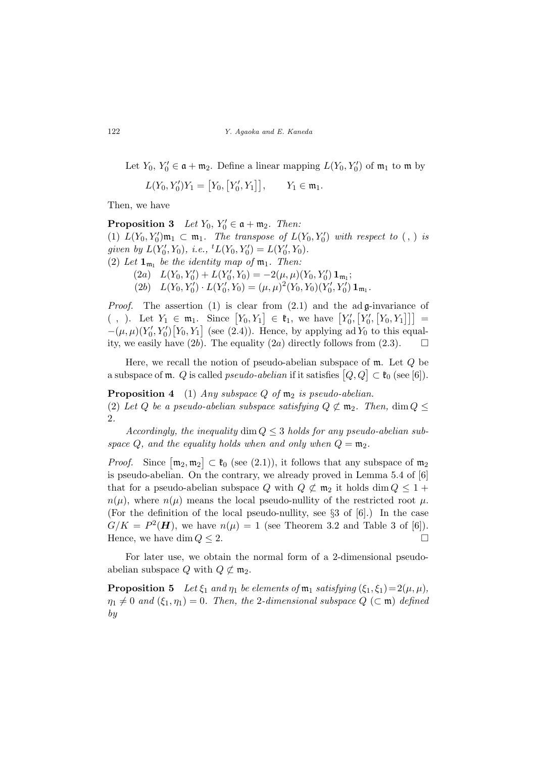Let $Y_0$, $Y_0' \in \mathfrak{a} + \mathfrak{m}_2$. Define a linear mapping $L(Y_0, Y_0')$ of $\mathfrak{m}_1$ to $\mathfrak{m}$ by

$$L(Y_0, Y_0')Y_1 = \big[Y_0, \big[Y_0', Y_1\big]\big], \qquad Y_1 \in \mathfrak{m}_1.$$

Then, we have

**Proposition 3** *Let $Y_0$, $Y_0' \in \mathfrak{a} + \mathfrak{m}_2$. Then:*
(1) *$L(Y_0, Y_0')\mathfrak{m}_1 \subset \mathfrak{m}_1$. The transpose of $L(Y_0, Y_0')$ with respect to $(\ ,\ )$ is given by $L(Y_0', Y_0)$, i.e., ${}^tL(Y_0, Y_0') = L(Y_0', Y_0)$.*
(2) *Let $\mathbf{1}_{\mathfrak{m}_1}$ be the identity map of $\mathfrak{m}_1$. Then:*

(2a) $L(Y_0, Y_0') + L(Y_0', Y_0) = -2(\mu, \mu)(Y_0, Y_0')\,\mathbf{1}_{\mathfrak{m}_1}$;

(2b) $L(Y_0, Y_0') \cdot L(Y_0', Y_0) = (\mu, \mu)^2 (Y_0, Y_0)(Y_0', Y_0')\,\mathbf{1}_{\mathfrak{m}_1}$.

*Proof.* The assertion (1) is clear from (2.1) and the $\operatorname{ad}\mathfrak{g}$-invariance of $(\ ,\ )$. Let $Y_1 \in \mathfrak{m}_1$. Since $\big[Y_0, Y_1\big] \in \mathfrak{k}_1$, we have $\big[Y_0', \big[Y_0', \big[Y_0, Y_1\big]\big]\big] = -(\mu, \mu)(Y_0', Y_0')\big[Y_0, Y_1\big]$ (see (2.4)). Hence, by applying $\operatorname{ad} Y_0$ to this equality, we easily have (2b). The equality (2a) directly follows from (2.3). □

Here, we recall the notion of pseudo-abelian subspace of $\mathfrak{m}$. Let $Q$ be a subspace of $\mathfrak{m}$. $Q$ is called *pseudo-abelian* if it satisfies $\big[Q, Q\big] \subset \mathfrak{k}_0$ (see [6]).

**Proposition 4** (1) *Any subspace $Q$ of $\mathfrak{m}_2$ is pseudo-abelian.*
(2) *Let $Q$ be a pseudo-abelian subspace satisfying $Q \not\subset \mathfrak{m}_2$. Then, $\dim Q \leq 2$.*

*Accordingly, the inequality $\dim Q \leq 3$ holds for any pseudo-abelian subspace $Q$, and the equality holds when and only when $Q = \mathfrak{m}_2$.*

*Proof.* Since $\big[\mathfrak{m}_2, \mathfrak{m}_2\big] \subset \mathfrak{k}_0$ (see (2.1)), it follows that any subspace of $\mathfrak{m}_2$ is pseudo-abelian. On the contrary, we already proved in Lemma 5.4 of [6] that for a pseudo-abelian subspace $Q$ with $Q \not\subset \mathfrak{m}_2$ it holds $\dim Q \leq 1 + n(\mu)$, where $n(\mu)$ means the local pseudo-nullity of the restricted root $\mu$. (For the definition of the local pseudo-nullity, see §3 of [6].) In the case $G/K = P^2(\boldsymbol{H})$, we have $n(\mu) = 1$ (see Theorem 3.2 and Table 3 of [6]). Hence, we have $\dim Q \leq 2$. □

For later use, we obtain the normal form of a 2-dimensional pseudo-abelian subspace $Q$ with $Q \not\subset \mathfrak{m}_2$.

**Proposition 5** *Let $\xi_1$ and $\eta_1$ be elements of $\mathfrak{m}_1$ satisfying $(\xi_1, \xi_1) = 2(\mu, \mu)$, $\eta_1 \neq 0$ and $(\xi_1, \eta_1) = 0$. Then, the 2-dimensional subspace $Q$ ($\subset \mathfrak{m}$) defined by*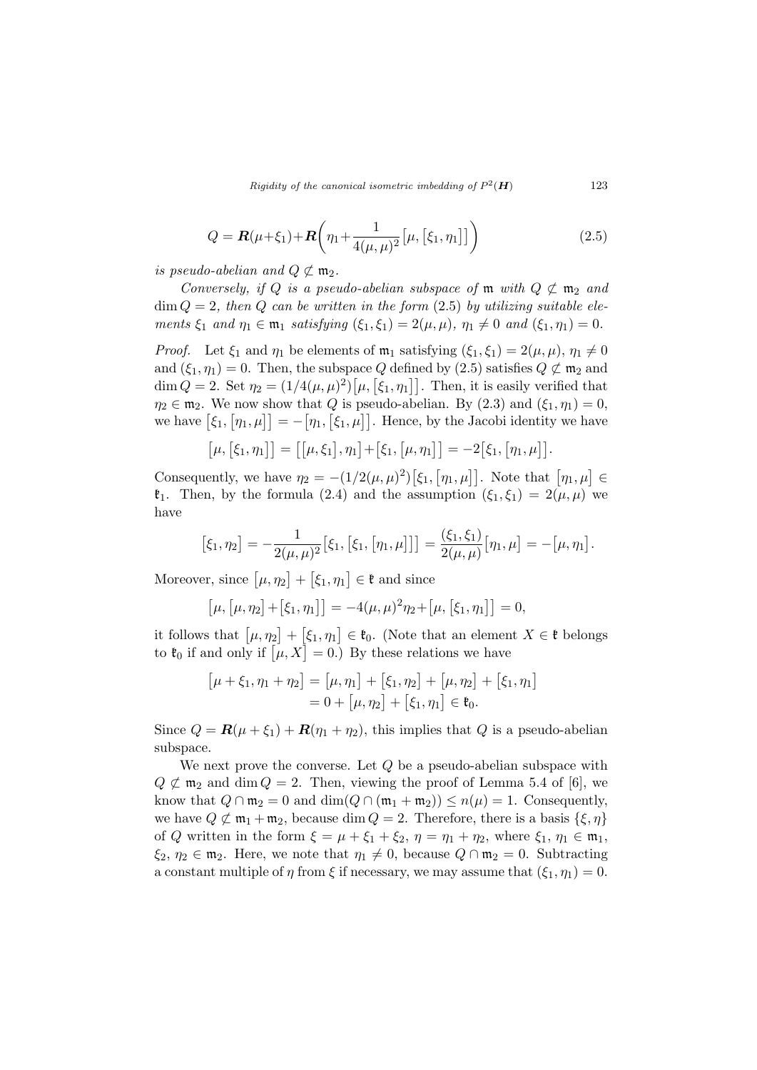$$Q = \boldsymbol{R}(\mu+\xi_1)+\boldsymbol{R}\bigg(\eta_1+\frac{1}{4(\mu,\mu)^2}\big[\mu,\big[\xi_1,\eta_1\big]\big]\bigg) \tag{2.5}$$

*is pseudo-abelian and $Q \not\subset \mathfrak{m}_2$.*

*Conversely, if $Q$ is a pseudo-abelian subspace of $\mathfrak{m}$ with $Q \not\subset \mathfrak{m}_2$ and $\dim Q = 2$, then $Q$ can be written in the form (2.5) by utilizing suitable elements $\xi_1$ and $\eta_1 \in \mathfrak{m}_1$ satisfying $(\xi_1, \xi_1) = 2(\mu, \mu)$, $\eta_1 \neq 0$ and $(\xi_1, \eta_1) = 0$.*

*Proof.* Let $\xi_1$ and $\eta_1$ be elements of $\mathfrak{m}_1$ satisfying $(\xi_1, \xi_1) = 2(\mu, \mu)$, $\eta_1 \neq 0$ and $(\xi_1, \eta_1) = 0$. Then, the subspace $Q$ defined by (2.5) satisfies $Q \not\subset \mathfrak{m}_2$ and $\dim Q = 2$. Set $\eta_2 = (1/4(\mu,\mu)^2)\big[\mu, \big[\xi_1, \eta_1\big]\big]$. Then, it is easily verified that $\eta_2 \in \mathfrak{m}_2$. We now show that $Q$ is pseudo-abelian. By (2.3) and $(\xi_1, \eta_1) = 0$, we have $\big[\xi_1, \big[\eta_1, \mu\big]\big] = -\big[\eta_1, \big[\xi_1, \mu\big]\big]$. Hence, by the Jacobi identity we have

$$\big[\mu, \big[\xi_1, \eta_1\big]\big] = \big[\big[\mu, \xi_1\big], \eta_1\big]+\big[\xi_1, \big[\mu, \eta_1\big]\big] = -2\big[\xi_1, \big[\eta_1, \mu\big]\big].$$

Consequently, we have $\eta_2 = -(1/2(\mu,\mu)^2)\big[\xi_1, \big[\eta_1, \mu\big]\big]$. Note that $\big[\eta_1, \mu\big] \in \mathfrak{k}_1$. Then, by the formula (2.4) and the assumption $(\xi_1, \xi_1) = 2(\mu, \mu)$ we have

$$\big[\xi_1, \eta_2\big] = -\frac{1}{2(\mu,\mu)^2}\big[\xi_1, \big[\xi_1, \big[\eta_1, \mu\big]\big]\big] = \frac{(\xi_1,\xi_1)}{2(\mu,\mu)}\big[\eta_1, \mu\big] = -\big[\mu, \eta_1\big].$$

Moreover, since $\big[\mu, \eta_2\big] + \big[\xi_1, \eta_1\big] \in \mathfrak{k}$ and since

$$\big[\mu, \big[\mu, \eta_2\big]+\big[\xi_1, \eta_1\big]\big] = -4(\mu,\mu)^2\eta_2+\big[\mu, \big[\xi_1, \eta_1\big]\big] = 0,$$

it follows that $\big[\mu, \eta_2\big] + \big[\xi_1, \eta_1\big] \in \mathfrak{k}_0$. (Note that an element $X \in \mathfrak{k}$ belongs to $\mathfrak{k}_0$ if and only if $\big[\mu, X\big] = 0$.) By these relations we have

$$\begin{aligned}\big[\mu + \xi_1, \eta_1 + \eta_2\big] &= \big[\mu, \eta_1\big] + \big[\xi_1, \eta_2\big] + \big[\mu, \eta_2\big] + \big[\xi_1, \eta_1\big] \\ &= 0 + \big[\mu, \eta_2\big] + \big[\xi_1, \eta_1\big] \in \mathfrak{k}_0.\end{aligned}$$

Since $Q = \boldsymbol{R}(\mu + \xi_1) + \boldsymbol{R}(\eta_1 + \eta_2)$, this implies that $Q$ is a pseudo-abelian subspace.

We next prove the converse. Let $Q$ be a pseudo-abelian subspace with $Q \not\subset \mathfrak{m}_2$ and $\dim Q = 2$. Then, viewing the proof of Lemma 5.4 of [6], we know that $Q \cap \mathfrak{m}_2 = 0$ and $\dim(Q \cap (\mathfrak{m}_1 + \mathfrak{m}_2)) \leq n(\mu) = 1$. Consequently, we have $Q \not\subset \mathfrak{m}_1 + \mathfrak{m}_2$, because $\dim Q = 2$. Therefore, there is a basis $\{\xi, \eta\}$ of $Q$ written in the form $\xi = \mu + \xi_1 + \xi_2$, $\eta = \eta_1 + \eta_2$, where $\xi_1$, $\eta_1 \in \mathfrak{m}_1$, $\xi_2$, $\eta_2 \in \mathfrak{m}_2$. Here, we note that $\eta_1 \neq 0$, because $Q \cap \mathfrak{m}_2 = 0$. Subtracting a constant multiple of $\eta$ from $\xi$ if necessary, we may assume that $(\xi_1, \eta_1) = 0$.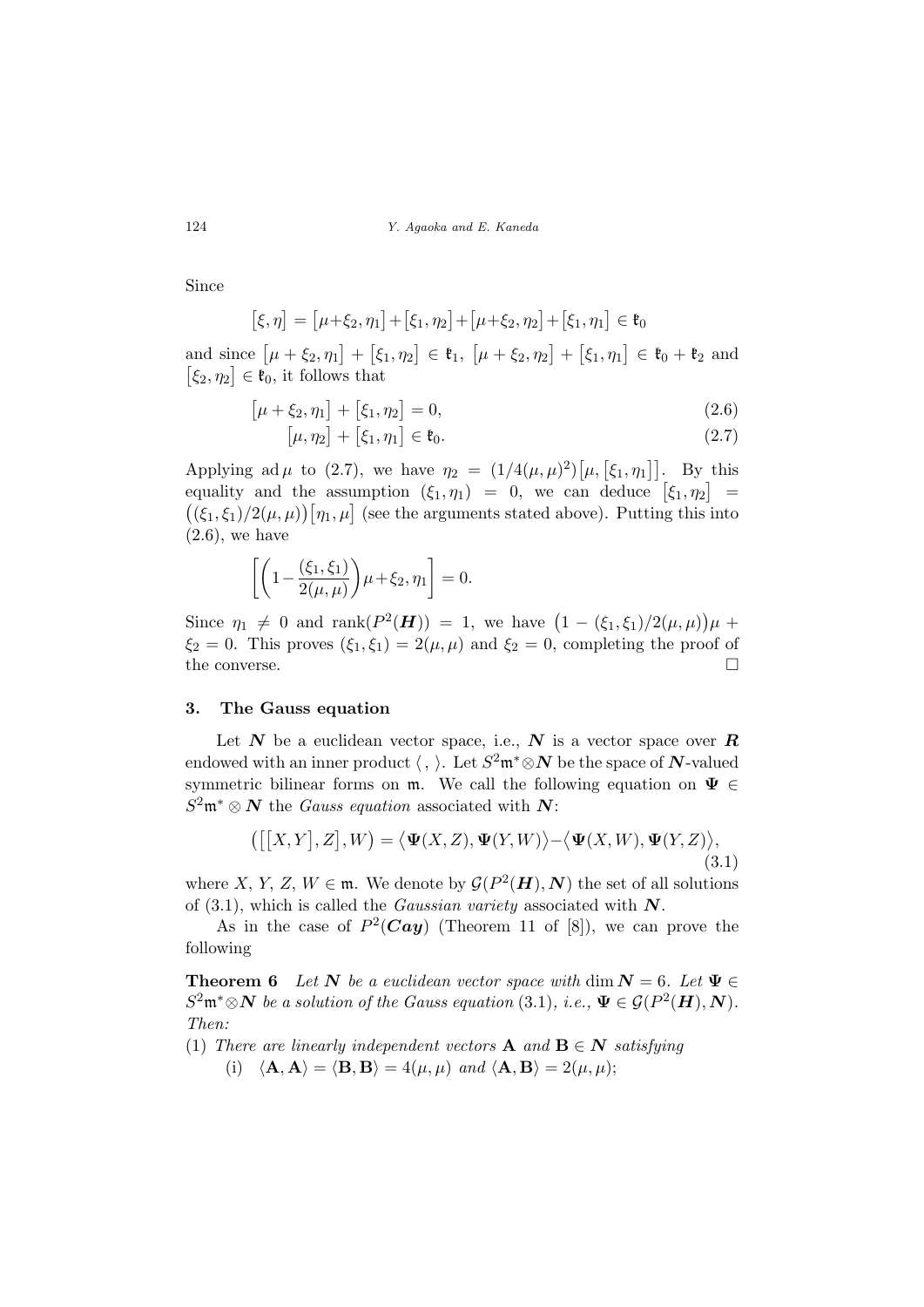Since

$$\big[\xi,\eta\big]=\big[\mu+\xi_2,\eta_1\big]+\big[\xi_1,\eta_2\big]+\big[\mu+\xi_2,\eta_2\big]+\big[\xi_1,\eta_1\big]\in\mathfrak{k}_0$$

and since $\big[\mu+\xi_2,\eta_1\big]+\big[\xi_1,\eta_2\big]\in\mathfrak{k}_1$, $\big[\mu+\xi_2,\eta_2\big]+\big[\xi_1,\eta_1\big]\in\mathfrak{k}_0+\mathfrak{k}_2$ and $\big[\xi_2,\eta_2\big]\in\mathfrak{k}_0$, it follows that

$$\big[\mu+\xi_2,\eta_1\big]+\big[\xi_1,\eta_2\big]=0, \tag{2.6}$$

$$\big[\mu,\eta_2\big]+\big[\xi_1,\eta_1\big]\in\mathfrak{k}_0. \tag{2.7}$$

Applying $\operatorname{ad}\mu$ to (2.7), we have $\eta_2=(1/4(\mu,\mu)^2)\big[\mu,\big[\xi_1,\eta_1\big]\big]$. By this equality and the assumption $(\xi_1,\eta_1)=0$, we can deduce $\big[\xi_1,\eta_2\big]=\big((\xi_1,\xi_1)/2(\mu,\mu)\big)\big[\eta_1,\mu\big]$ (see the arguments stated above). Putting this into (2.6), we have

$$\left[\left(1-\frac{(\xi_1,\xi_1)}{2(\mu,\mu)}\right)\mu+\xi_2,\eta_1\right]=0.$$

Since $\eta_1\neq 0$ and $\operatorname{rank}(P^2(\boldsymbol{H}))=1$, we have $\big(1-(\xi_1,\xi_1)/2(\mu,\mu)\big)\mu+\xi_2=0$. This proves $(\xi_1,\xi_1)=2(\mu,\mu)$ and $\xi_2=0$, completing the proof of the converse. $\square$

## 3. The Gauss equation

Let $\boldsymbol{N}$ be a euclidean vector space, i.e., $\boldsymbol{N}$ is a vector space over $\boldsymbol{R}$ endowed with an inner product $\langle\,,\,\rangle$. Let $S^2\mathfrak{m}^*\otimes\boldsymbol{N}$ be the space of $\boldsymbol{N}$-valued symmetric bilinear forms on $\mathfrak{m}$. We call the following equation on $\Psi\in S^2\mathfrak{m}^*\otimes\boldsymbol{N}$ the *Gauss equation* associated with $\boldsymbol{N}$:

$$\big(\big[\big[X,Y\big],Z\big],W\big)=\big\langle\Psi(X,Z),\Psi(Y,W)\big\rangle-\big\langle\Psi(X,W),\Psi(Y,Z)\big\rangle, \tag{3.1}$$

where $X$, $Y$, $Z$, $W\in\mathfrak{m}$. We denote by $\mathcal{G}(P^2(\boldsymbol{H}),\boldsymbol{N})$ the set of all solutions of (3.1), which is called the *Gaussian variety* associated with $\boldsymbol{N}$.

As in the case of $P^2(\boldsymbol{Cay})$ (Theorem 11 of [8]), we can prove the following

**Theorem 6** *Let $\boldsymbol{N}$ be a euclidean vector space with $\dim\boldsymbol{N}=6$. Let $\Psi\in S^2\mathfrak{m}^*\otimes\boldsymbol{N}$ be a solution of the Gauss equation (3.1), i.e., $\Psi\in\mathcal{G}(P^2(\boldsymbol{H}),\boldsymbol{N})$. Then:*

(1) *There are linearly independent vectors $\mathbf{A}$ and $\mathbf{B}\in\boldsymbol{N}$ satisfying*

   (i) $\langle\mathbf{A},\mathbf{A}\rangle=\langle\mathbf{B},\mathbf{B}\rangle=4(\mu,\mu)$ *and* $\langle\mathbf{A},\mathbf{B}\rangle=2(\mu,\mu)$;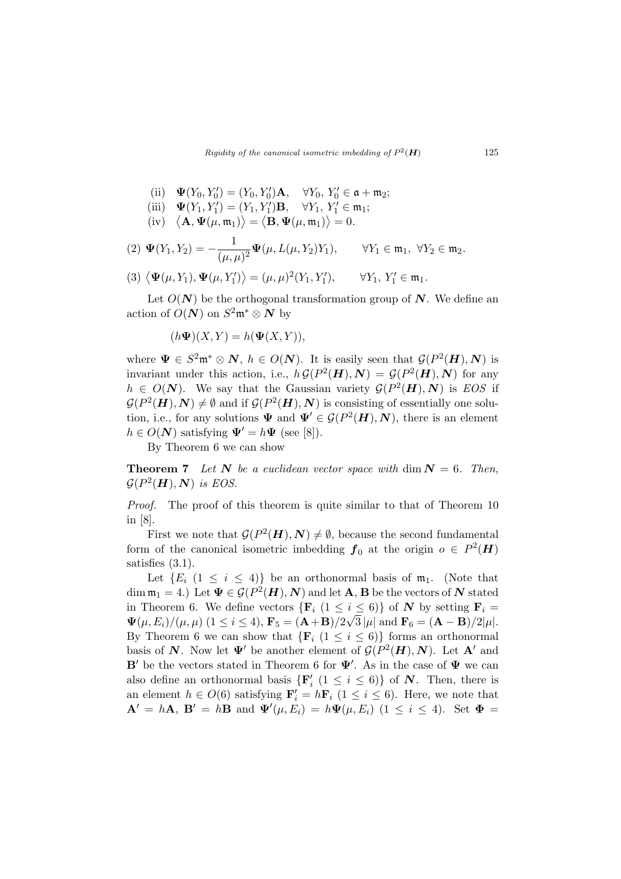(ii) $\mathbf{\Psi}(Y_0, Y_0') = (Y_0, Y_0')\mathbf{A}, \quad \forall Y_0,\ Y_0' \in \mathfrak{a} + \mathfrak{m}_2;$

(iii) $\mathbf{\Psi}(Y_1, Y_1') = (Y_1, Y_1')\mathbf{B}, \quad \forall Y_1,\ Y_1' \in \mathfrak{m}_1;$

(iv) $\langle \mathbf{A}, \mathbf{\Psi}(\mu, \mathfrak{m}_1)\rangle = \langle \mathbf{B}, \mathbf{\Psi}(\mu, \mathfrak{m}_1)\rangle = 0.$

(2) $\mathbf{\Psi}(Y_1, Y_2) = -\dfrac{1}{(\mu,\mu)^2}\mathbf{\Psi}(\mu, L(\mu, Y_2)Y_1), \qquad \forall Y_1 \in \mathfrak{m}_1,\ \forall Y_2 \in \mathfrak{m}_2.$

(3) $\langle \mathbf{\Psi}(\mu, Y_1), \mathbf{\Psi}(\mu, Y_1')\rangle = (\mu,\mu)^2 (Y_1, Y_1'), \qquad \forall Y_1,\ Y_1' \in \mathfrak{m}_1.$

Let $O(\boldsymbol{N})$ be the orthogonal transformation group of $\boldsymbol{N}$. We define an action of $O(\boldsymbol{N})$ on $S^2\mathfrak{m}^* \otimes \boldsymbol{N}$ by

$$(h\mathbf{\Psi})(X, Y) = h(\mathbf{\Psi}(X, Y)),$$

where $\mathbf{\Psi} \in S^2\mathfrak{m}^* \otimes \boldsymbol{N}$, $h \in O(\boldsymbol{N})$. It is easily seen that $\mathcal{G}(P^2(\boldsymbol{H}), \boldsymbol{N})$ is invariant under this action, i.e., $h\,\mathcal{G}(P^2(\boldsymbol{H}), \boldsymbol{N}) = \mathcal{G}(P^2(\boldsymbol{H}), \boldsymbol{N})$ for any $h \in O(\boldsymbol{N})$. We say that the Gaussian variety $\mathcal{G}(P^2(\boldsymbol{H}), \boldsymbol{N})$ is *EOS* if $\mathcal{G}(P^2(\boldsymbol{H}), \boldsymbol{N}) \neq \emptyset$ and if $\mathcal{G}(P^2(\boldsymbol{H}), \boldsymbol{N})$ is consisting of essentially one solution, i.e., for any solutions $\mathbf{\Psi}$ and $\mathbf{\Psi}' \in \mathcal{G}(P^2(\boldsymbol{H}), \boldsymbol{N})$, there is an element $h \in O(\boldsymbol{N})$ satisfying $\mathbf{\Psi}' = h\mathbf{\Psi}$ (see [8]).

By Theorem 6 we can show

**Theorem 7** *Let $\boldsymbol{N}$ be a euclidean vector space with* $\dim \boldsymbol{N} = 6$. *Then,* $\mathcal{G}(P^2(\boldsymbol{H}), \boldsymbol{N})$ *is EOS.*

*Proof.* The proof of this theorem is quite similar to that of Theorem 10 in [8].

First we note that $\mathcal{G}(P^2(\boldsymbol{H}), \boldsymbol{N}) \neq \emptyset$, because the second fundamental form of the canonical isometric imbedding $\boldsymbol{f}_0$ at the origin $o \in P^2(\boldsymbol{H})$ satisfies (3.1).

Let $\{E_i\ (1 \le i \le 4)\}$ be an orthonormal basis of $\mathfrak{m}_1$. (Note that $\dim \mathfrak{m}_1 = 4$.) Let $\mathbf{\Psi} \in \mathcal{G}(P^2(\boldsymbol{H}), \boldsymbol{N})$ and let $\mathbf{A}$, $\mathbf{B}$ be the vectors of $\boldsymbol{N}$ stated in Theorem 6. We define vectors $\{\mathbf{F}_i\ (1 \le i \le 6)\}$ of $\boldsymbol{N}$ by setting $\mathbf{F}_i = \mathbf{\Psi}(\mu, E_i)/(\mu,\mu)$ $(1 \le i \le 4)$, $\mathbf{F}_5 = (\mathbf{A}+\mathbf{B})/2\sqrt{3}\,|\mu|$ and $\mathbf{F}_6 = (\mathbf{A}-\mathbf{B})/2|\mu|$. By Theorem 6 we can show that $\{\mathbf{F}_i\ (1 \le i \le 6)\}$ forms an orthonormal basis of $\boldsymbol{N}$. Now let $\mathbf{\Psi}'$ be another element of $\mathcal{G}(P^2(\boldsymbol{H}), \boldsymbol{N})$. Let $\mathbf{A}'$ and $\mathbf{B}'$ be the vectors stated in Theorem 6 for $\mathbf{\Psi}'$. As in the case of $\mathbf{\Psi}$ we can also define an orthonormal basis $\{\mathbf{F}_i'\ (1 \le i \le 6)\}$ of $\boldsymbol{N}$. Then, there is an element $h \in O(6)$ satisfying $\mathbf{F}_i' = h\mathbf{F}_i$ $(1 \le i \le 6)$. Here, we note that $\mathbf{A}' = h\mathbf{A}$, $\mathbf{B}' = h\mathbf{B}$ and $\mathbf{\Psi}'(\mu, E_i) = h\mathbf{\Psi}(\mu, E_i)$ $(1 \le i \le 4)$. Set $\mathbf{\Phi} =$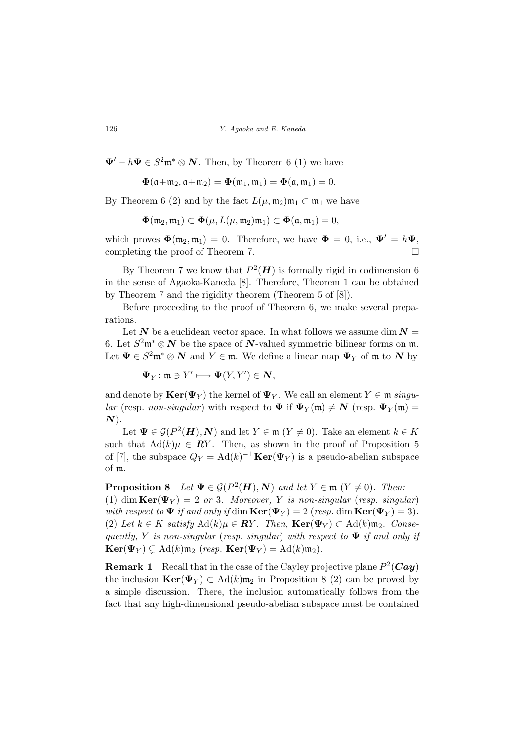$\boldsymbol{\Psi}' - h\boldsymbol{\Psi} \in S^2\mathfrak{m}^* \otimes \boldsymbol{N}$. Then, by Theorem 6 (1) we have

$$\boldsymbol{\Phi}(\mathfrak{a}+\mathfrak{m}_2, \mathfrak{a}+\mathfrak{m}_2) = \boldsymbol{\Phi}(\mathfrak{m}_1, \mathfrak{m}_1) = \boldsymbol{\Phi}(\mathfrak{a}, \mathfrak{m}_1) = 0.$$

By Theorem 6 (2) and by the fact $L(\mu, \mathfrak{m}_2)\mathfrak{m}_1 \subset \mathfrak{m}_1$ we have

$$\boldsymbol{\Phi}(\mathfrak{m}_2, \mathfrak{m}_1) \subset \boldsymbol{\Phi}(\mu, L(\mu, \mathfrak{m}_2)\mathfrak{m}_1) \subset \boldsymbol{\Phi}(\mathfrak{a}, \mathfrak{m}_1) = 0,$$

which proves $\boldsymbol{\Phi}(\mathfrak{m}_2, \mathfrak{m}_1) = 0$. Therefore, we have $\boldsymbol{\Phi} = 0$, i.e., $\boldsymbol{\Psi}' = h\boldsymbol{\Psi}$, completing the proof of Theorem 7. □

By Theorem 7 we know that $P^2(\boldsymbol{H})$ is formally rigid in codimension 6 in the sense of Agaoka-Kaneda [8]. Therefore, Theorem 1 can be obtained by Theorem 7 and the rigidity theorem (Theorem 5 of [8]).

Before proceeding to the proof of Theorem 6, we make several preparations.

Let $\boldsymbol{N}$ be a euclidean vector space. In what follows we assume $\dim \boldsymbol{N} = 6$. Let $S^2\mathfrak{m}^* \otimes \boldsymbol{N}$ be the space of $\boldsymbol{N}$-valued symmetric bilinear forms on $\mathfrak{m}$. Let $\boldsymbol{\Psi} \in S^2\mathfrak{m}^* \otimes \boldsymbol{N}$ and $Y \in \mathfrak{m}$. We define a linear map $\boldsymbol{\Psi}_Y$ of $\mathfrak{m}$ to $\boldsymbol{N}$ by

$$\boldsymbol{\Psi}_Y \colon \mathfrak{m} \ni Y' \longmapsto \boldsymbol{\Psi}(Y, Y') \in \boldsymbol{N},$$

and denote by $\mathbf{Ker}(\boldsymbol{\Psi}_Y)$ the kernel of $\boldsymbol{\Psi}_Y$. We call an element $Y \in \mathfrak{m}$ *singular* (resp. *non-singular*) with respect to $\boldsymbol{\Psi}$ if $\boldsymbol{\Psi}_Y(\mathfrak{m}) \neq \boldsymbol{N}$ (resp. $\boldsymbol{\Psi}_Y(\mathfrak{m}) = \boldsymbol{N}$).

Let $\boldsymbol{\Psi} \in \mathcal{G}(P^2(\boldsymbol{H}), \boldsymbol{N})$ and let $Y \in \mathfrak{m}$ ($Y \neq 0$). Take an element $k \in K$ such that $\mathrm{Ad}(k)\mu \in \boldsymbol{R}Y$. Then, as shown in the proof of Proposition 5 of [7], the subspace $Q_Y = \mathrm{Ad}(k)^{-1}\,\mathbf{Ker}(\boldsymbol{\Psi}_Y)$ is a pseudo-abelian subspace of $\mathfrak{m}$.

**Proposition 8** *Let $\boldsymbol{\Psi} \in \mathcal{G}(P^2(\boldsymbol{H}), \boldsymbol{N})$ and let $Y \in \mathfrak{m}$ ($Y \neq 0$). Then:*
(1) $\dim \mathbf{Ker}(\boldsymbol{\Psi}_Y) = 2$ *or* 3. *Moreover, $Y$ is non-singular* (*resp. singular*) *with respect to $\boldsymbol{\Psi}$ if and only if* $\dim \mathbf{Ker}(\boldsymbol{\Psi}_Y) = 2$ (*resp.* $\dim \mathbf{Ker}(\boldsymbol{\Psi}_Y) = 3$).
(2) *Let $k \in K$ satisfy $\mathrm{Ad}(k)\mu \in \boldsymbol{R}Y$. Then, $\mathbf{Ker}(\boldsymbol{\Psi}_Y) \subset \mathrm{Ad}(k)\mathfrak{m}_2$. Consequently, $Y$ is non-singular* (*resp. singular*) *with respect to $\boldsymbol{\Psi}$ if and only if* $\mathbf{Ker}(\boldsymbol{\Psi}_Y) \subsetneq \mathrm{Ad}(k)\mathfrak{m}_2$ (*resp.* $\mathbf{Ker}(\boldsymbol{\Psi}_Y) = \mathrm{Ad}(k)\mathfrak{m}_2$).

**Remark 1** Recall that in the case of the Cayley projective plane $P^2(\boldsymbol{Cay})$ the inclusion $\mathbf{Ker}(\boldsymbol{\Psi}_Y) \subset \mathrm{Ad}(k)\mathfrak{m}_2$ in Proposition 8 (2) can be proved by a simple discussion. There, the inclusion automatically follows from the fact that any high-dimensional pseudo-abelian subspace must be contained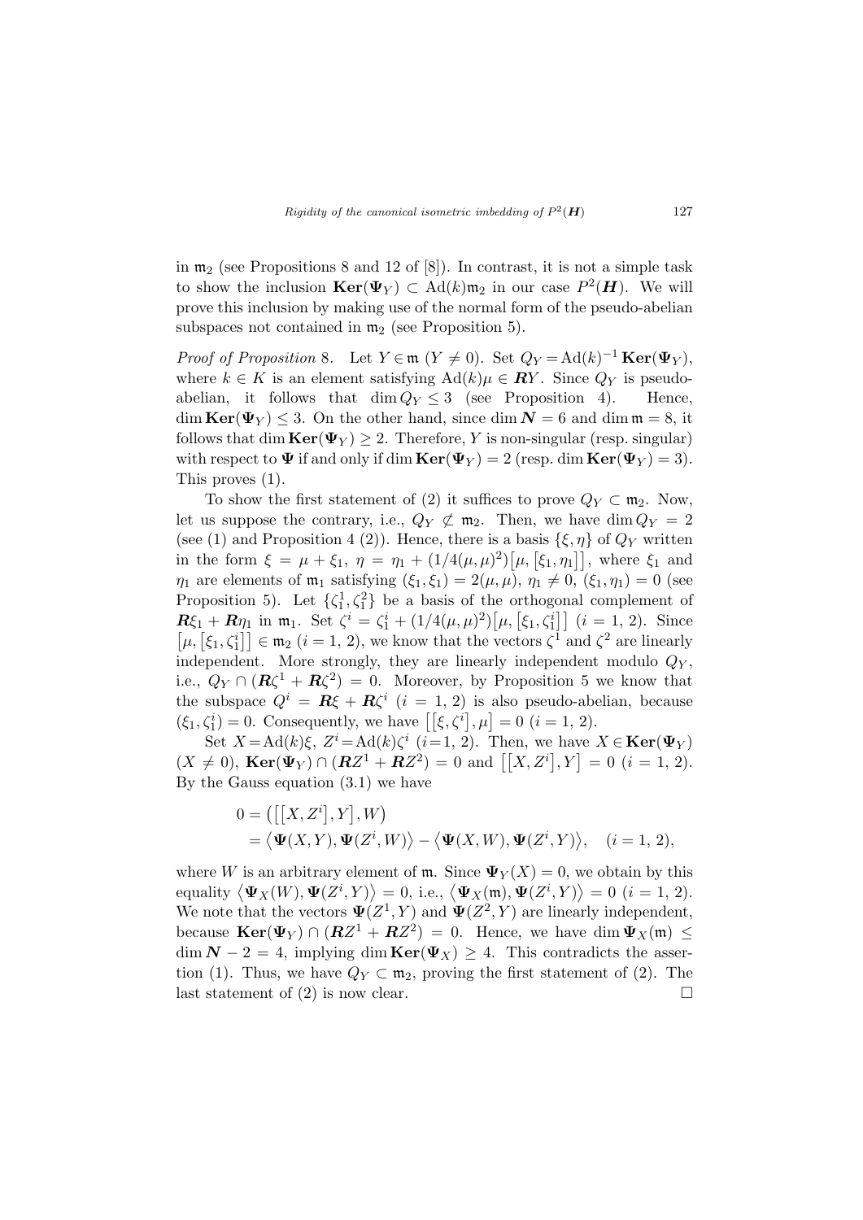in $\mathfrak{m}_2$ (see Propositions 8 and 12 of [8]). In contrast, it is not a simple task to show the inclusion $\mathbf{Ker}(\boldsymbol{\Psi}_Y) \subset \mathrm{Ad}(k)\mathfrak{m}_2$ in our case $P^2(\boldsymbol{H})$. We will prove this inclusion by making use of the normal form of the pseudo-abelian subspaces not contained in $\mathfrak{m}_2$ (see Proposition 5).

*Proof of Proposition* 8. Let $Y \in \mathfrak{m}$ $(Y \neq 0)$. Set $Q_Y = \mathrm{Ad}(k)^{-1}\,\mathbf{Ker}(\boldsymbol{\Psi}_Y)$, where $k \in K$ is an element satisfying $\mathrm{Ad}(k)\mu \in \boldsymbol{R}Y$. Since $Q_Y$ is pseudo-abelian, it follows that $\dim Q_Y \leq 3$ (see Proposition 4). Hence, $\dim \mathbf{Ker}(\boldsymbol{\Psi}_Y) \leq 3$. On the other hand, since $\dim \boldsymbol{N} = 6$ and $\dim \mathfrak{m} = 8$, it follows that $\dim \mathbf{Ker}(\boldsymbol{\Psi}_Y) \geq 2$. Therefore, $Y$ is non-singular (resp. singular) with respect to $\boldsymbol{\Psi}$ if and only if $\dim \mathbf{Ker}(\boldsymbol{\Psi}_Y) = 2$ (resp. $\dim \mathbf{Ker}(\boldsymbol{\Psi}_Y) = 3$). This proves (1).

To show the first statement of (2) it suffices to prove $Q_Y \subset \mathfrak{m}_2$. Now, let us suppose the contrary, i.e., $Q_Y \not\subset \mathfrak{m}_2$. Then, we have $\dim Q_Y = 2$ (see (1) and Proposition 4 (2)). Hence, there is a basis $\{\xi, \eta\}$ of $Q_Y$ written in the form $\xi = \mu + \xi_1$, $\eta = \eta_1 + (1/4(\mu,\mu)^2)\big[\mu, [\xi_1, \eta_1]\big]$, where $\xi_1$ and $\eta_1$ are elements of $\mathfrak{m}_1$ satisfying $(\xi_1, \xi_1) = 2(\mu,\mu)$, $\eta_1 \neq 0$, $(\xi_1, \eta_1) = 0$ (see Proposition 5). Let $\{\zeta_1^1, \zeta_1^2\}$ be a basis of the orthogonal complement of $\boldsymbol{R}\xi_1 + \boldsymbol{R}\eta_1$ in $\mathfrak{m}_1$. Set $\zeta^i = \zeta_1^i + (1/4(\mu,\mu)^2)\big[\mu, [\xi_1, \zeta_1^i]\big]$ $(i = 1, 2)$. Since $\big[\mu, [\xi_1, \zeta_1^i]\big] \in \mathfrak{m}_2$ $(i = 1, 2)$, we know that the vectors $\zeta^1$ and $\zeta^2$ are linearly independent. More strongly, they are linearly independent modulo $Q_Y$, i.e., $Q_Y \cap (\boldsymbol{R}\zeta^1 + \boldsymbol{R}\zeta^2) = 0$. Moreover, by Proposition 5 we know that the subspace $Q^i = \boldsymbol{R}\xi + \boldsymbol{R}\zeta^i$ $(i = 1, 2)$ is also pseudo-abelian, because $(\xi_1, \zeta_1^i) = 0$. Consequently, we have $\big[[\xi, \zeta^i], \mu\big] = 0$ $(i = 1, 2)$.

Set $X = \mathrm{Ad}(k)\xi$, $Z^i = \mathrm{Ad}(k)\zeta^i$ $(i = 1, 2)$. Then, we have $X \in \mathbf{Ker}(\boldsymbol{\Psi}_Y)$ $(X \neq 0)$, $\mathbf{Ker}(\boldsymbol{\Psi}_Y) \cap (\boldsymbol{R}Z^1 + \boldsymbol{R}Z^2) = 0$ and $\big[[X, Z^i], Y\big] = 0$ $(i = 1, 2)$. By the Gauss equation (3.1) we have

$$
\begin{aligned}
0 &= \big(\big[[X, Z^i], Y\big], W\big) \\
&= \big\langle \boldsymbol{\Psi}(X, Y), \boldsymbol{\Psi}(Z^i, W)\big\rangle - \big\langle \boldsymbol{\Psi}(X, W), \boldsymbol{\Psi}(Z^i, Y)\big\rangle, \quad (i = 1, 2),
\end{aligned}
$$

where $W$ is an arbitrary element of $\mathfrak{m}$. Since $\boldsymbol{\Psi}_Y(X) = 0$, we obtain by this equality $\big\langle \boldsymbol{\Psi}_X(W), \boldsymbol{\Psi}(Z^i, Y)\big\rangle = 0$, i.e., $\big\langle \boldsymbol{\Psi}_X(\mathfrak{m}), \boldsymbol{\Psi}(Z^i, Y)\big\rangle = 0$ $(i = 1, 2)$. We note that the vectors $\boldsymbol{\Psi}(Z^1, Y)$ and $\boldsymbol{\Psi}(Z^2, Y)$ are linearly independent, because $\mathbf{Ker}(\boldsymbol{\Psi}_Y) \cap (\boldsymbol{R}Z^1 + \boldsymbol{R}Z^2) = 0$. Hence, we have $\dim \boldsymbol{\Psi}_X(\mathfrak{m}) \leq \dim \boldsymbol{N} - 2 = 4$, implying $\dim \mathbf{Ker}(\boldsymbol{\Psi}_X) \geq 4$. This contradicts the assertion (1). Thus, we have $Q_Y \subset \mathfrak{m}_2$, proving the first statement of (2). The last statement of (2) is now clear. $\square$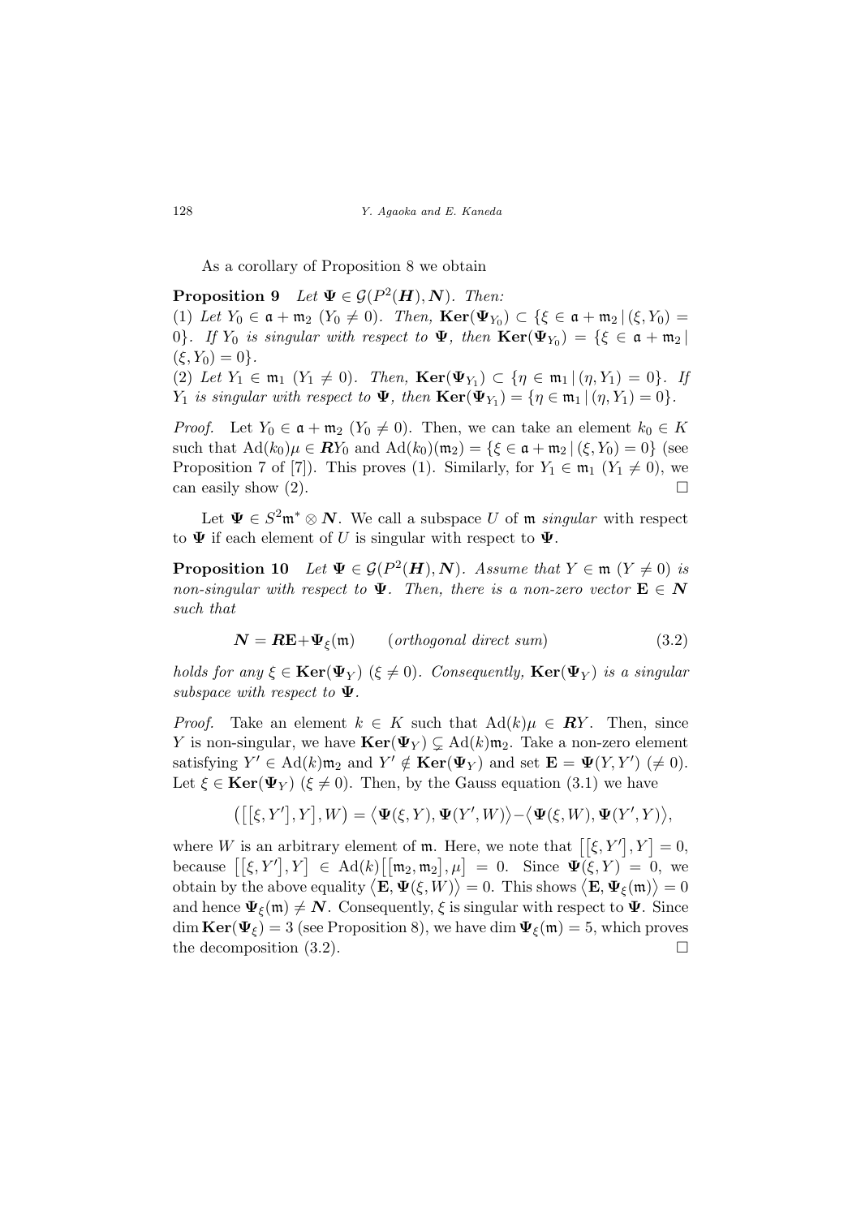As a corollary of Proposition 8 we obtain

**Proposition 9** *Let $\mathbf{\Psi} \in \mathcal{G}(P^2(\boldsymbol{H}), \boldsymbol{N})$. Then:*
(1) *Let $Y_0 \in \mathfrak{a} + \mathfrak{m}_2$ ($Y_0 \neq 0$). Then, $\mathbf{Ker}(\mathbf{\Psi}_{Y_0}) \subset \{\xi \in \mathfrak{a} + \mathfrak{m}_2 \,|\, (\xi, Y_0) = 0\}$. If $Y_0$ is singular with respect to $\mathbf{\Psi}$, then $\mathbf{Ker}(\mathbf{\Psi}_{Y_0}) = \{\xi \in \mathfrak{a} + \mathfrak{m}_2 \,|\, (\xi, Y_0) = 0\}$.*
(2) *Let $Y_1 \in \mathfrak{m}_1$ ($Y_1 \neq 0$). Then, $\mathbf{Ker}(\mathbf{\Psi}_{Y_1}) \subset \{\eta \in \mathfrak{m}_1 \,|\, (\eta, Y_1) = 0\}$. If $Y_1$ is singular with respect to $\mathbf{\Psi}$, then $\mathbf{Ker}(\mathbf{\Psi}_{Y_1}) = \{\eta \in \mathfrak{m}_1 \,|\, (\eta, Y_1) = 0\}$.*

*Proof.* Let $Y_0 \in \mathfrak{a} + \mathfrak{m}_2$ ($Y_0 \neq 0$). Then, we can take an element $k_0 \in K$ such that $\mathrm{Ad}(k_0)\mu \in \boldsymbol{R}Y_0$ and $\mathrm{Ad}(k_0)(\mathfrak{m}_2) = \{\xi \in \mathfrak{a} + \mathfrak{m}_2 \,|\, (\xi, Y_0) = 0\}$ (see Proposition 7 of [7]). This proves (1). Similarly, for $Y_1 \in \mathfrak{m}_1$ ($Y_1 \neq 0$), we can easily show (2). □

Let $\mathbf{\Psi} \in S^2\mathfrak{m}^* \otimes \boldsymbol{N}$. We call a subspace $U$ of $\mathfrak{m}$ *singular* with respect to $\mathbf{\Psi}$ if each element of $U$ is singular with respect to $\mathbf{\Psi}$.

**Proposition 10** *Let $\mathbf{\Psi} \in \mathcal{G}(P^2(\boldsymbol{H}), \boldsymbol{N})$. Assume that $Y \in \mathfrak{m}$ ($Y \neq 0$) is non-singular with respect to $\mathbf{\Psi}$. Then, there is a non-zero vector $\mathbf{E} \in \boldsymbol{N}$ such that*

$$\boldsymbol{N} = \boldsymbol{R}\mathbf{E} \dotplus \mathbf{\Psi}_\xi(\mathfrak{m}) \qquad (\textit{orthogonal direct sum}) \tag{3.2}$$

*holds for any $\xi \in \mathbf{Ker}(\mathbf{\Psi}_Y)$ ($\xi \neq 0$). Consequently, $\mathbf{Ker}(\mathbf{\Psi}_Y)$ is a singular subspace with respect to $\mathbf{\Psi}$.*

*Proof.* Take an element $k \in K$ such that $\mathrm{Ad}(k)\mu \in \boldsymbol{R}Y$. Then, since $Y$ is non-singular, we have $\mathbf{Ker}(\mathbf{\Psi}_Y) \subsetneq \mathrm{Ad}(k)\mathfrak{m}_2$. Take a non-zero element satisfying $Y' \in \mathrm{Ad}(k)\mathfrak{m}_2$ and $Y' \notin \mathbf{Ker}(\mathbf{\Psi}_Y)$ and set $\mathbf{E} = \mathbf{\Psi}(Y, Y')$ ($\neq 0$). Let $\xi \in \mathbf{Ker}(\mathbf{\Psi}_Y)$ ($\xi \neq 0$). Then, by the Gauss equation (3.1) we have

$$\big(\big[[\xi, Y'], Y\big], W\big) = \big\langle \mathbf{\Psi}(\xi, Y), \mathbf{\Psi}(Y', W)\big\rangle - \big\langle \mathbf{\Psi}(\xi, W), \mathbf{\Psi}(Y', Y)\big\rangle,$$

where $W$ is an arbitrary element of $\mathfrak{m}$. Here, we note that $\big[[\xi, Y'], Y\big] = 0$, because $\big[[\xi, Y'], Y\big] \in \mathrm{Ad}(k)\big[[\mathfrak{m}_2, \mathfrak{m}_2], \mu\big] = 0$. Since $\mathbf{\Psi}(\xi, Y) = 0$, we obtain by the above equality $\big\langle \mathbf{E}, \mathbf{\Psi}(\xi, W)\big\rangle = 0$. This shows $\big\langle \mathbf{E}, \mathbf{\Psi}_\xi(\mathfrak{m})\big\rangle = 0$ and hence $\mathbf{\Psi}_\xi(\mathfrak{m}) \neq \boldsymbol{N}$. Consequently, $\xi$ is singular with respect to $\mathbf{\Psi}$. Since $\dim \mathbf{Ker}(\mathbf{\Psi}_\xi) = 3$ (see Proposition 8), we have $\dim \mathbf{\Psi}_\xi(\mathfrak{m}) = 5$, which proves the decomposition (3.2). □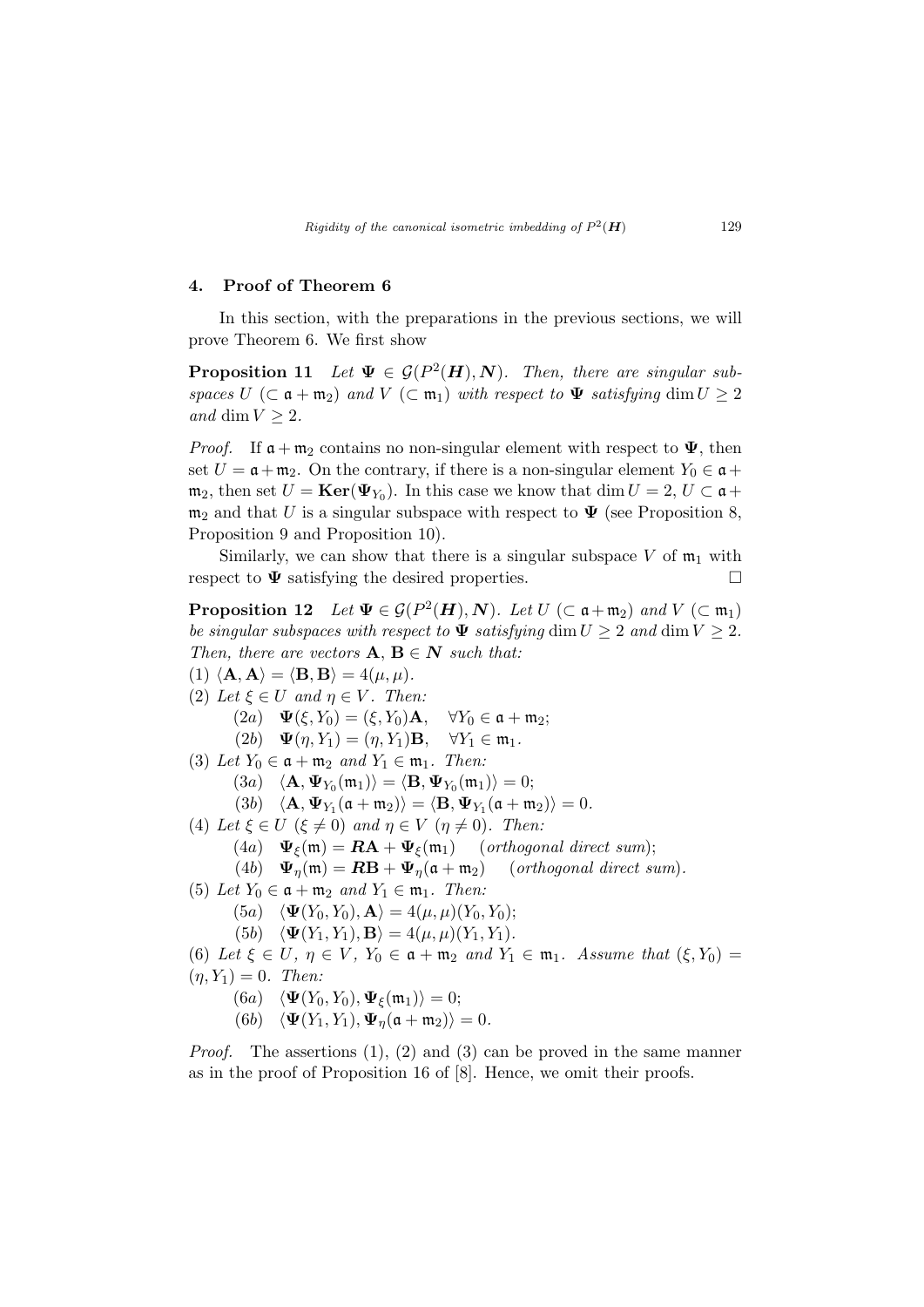## 4. Proof of Theorem 6

In this section, with the preparations in the previous sections, we will prove Theorem 6. We first show

**Proposition 11** *Let $\mathbf{\Psi} \in \mathcal{G}(P^2(\boldsymbol{H}), \boldsymbol{N})$. Then, there are singular subspaces $U$ $(\subset \mathfrak{a} + \mathfrak{m}_2)$ and $V$ $(\subset \mathfrak{m}_1)$ with respect to $\mathbf{\Psi}$ satisfying $\dim U \geq 2$ and $\dim V \geq 2$.*

*Proof.* If $\mathfrak{a} + \mathfrak{m}_2$ contains no non-singular element with respect to $\mathbf{\Psi}$, then set $U = \mathfrak{a} + \mathfrak{m}_2$. On the contrary, if there is a non-singular element $Y_0 \in \mathfrak{a} + \mathfrak{m}_2$, then set $U = \mathbf{Ker}(\mathbf{\Psi}_{Y_0})$. In this case we know that $\dim U = 2$, $U \subset \mathfrak{a} + \mathfrak{m}_2$ and that $U$ is a singular subspace with respect to $\mathbf{\Psi}$ (see Proposition 8, Proposition 9 and Proposition 10).

Similarly, we can show that there is a singular subspace $V$ of $\mathfrak{m}_1$ with respect to $\mathbf{\Psi}$ satisfying the desired properties. $\square$

**Proposition 12** *Let $\mathbf{\Psi} \in \mathcal{G}(P^2(\boldsymbol{H}), \boldsymbol{N})$. Let $U$ $(\subset \mathfrak{a} + \mathfrak{m}_2)$ and $V$ $(\subset \mathfrak{m}_1)$ be singular subspaces with respect to $\mathbf{\Psi}$ satisfying $\dim U \geq 2$ and $\dim V \geq 2$. Then, there are vectors $\mathbf{A}, \mathbf{B} \in \boldsymbol{N}$ such that:*

*(1) $\langle \mathbf{A}, \mathbf{A} \rangle = \langle \mathbf{B}, \mathbf{B} \rangle = 4(\mu, \mu)$.*

*(2) Let $\xi \in U$ and $\eta \in V$. Then:*

- *(2a) $\mathbf{\Psi}(\xi, Y_0) = (\xi, Y_0)\mathbf{A}, \quad \forall Y_0 \in \mathfrak{a} + \mathfrak{m}_2$;*
- *(2b) $\mathbf{\Psi}(\eta, Y_1) = (\eta, Y_1)\mathbf{B}, \quad \forall Y_1 \in \mathfrak{m}_1$.*

*(3) Let $Y_0 \in \mathfrak{a} + \mathfrak{m}_2$ and $Y_1 \in \mathfrak{m}_1$. Then:*

- *(3a) $\langle \mathbf{A}, \mathbf{\Psi}_{Y_0}(\mathfrak{m}_1) \rangle = \langle \mathbf{B}, \mathbf{\Psi}_{Y_0}(\mathfrak{m}_1) \rangle = 0$;*
- *(3b) $\langle \mathbf{A}, \mathbf{\Psi}_{Y_1}(\mathfrak{a} + \mathfrak{m}_2) \rangle = \langle \mathbf{B}, \mathbf{\Psi}_{Y_1}(\mathfrak{a} + \mathfrak{m}_2) \rangle = 0$.*

*(4) Let $\xi \in U$ $(\xi \neq 0)$ and $\eta \in V$ $(\eta \neq 0)$. Then:*

- *(4a) $\mathbf{\Psi}_\xi(\mathfrak{m}) = \boldsymbol{R}\mathbf{A} + \mathbf{\Psi}_\xi(\mathfrak{m}_1)$ (orthogonal direct sum);*
- *(4b) $\mathbf{\Psi}_\eta(\mathfrak{m}) = \boldsymbol{R}\mathbf{B} + \mathbf{\Psi}_\eta(\mathfrak{a} + \mathfrak{m}_2)$ (orthogonal direct sum).*

*(5) Let $Y_0 \in \mathfrak{a} + \mathfrak{m}_2$ and $Y_1 \in \mathfrak{m}_1$. Then:*

- *(5a) $\langle \mathbf{\Psi}(Y_0, Y_0), \mathbf{A} \rangle = 4(\mu, \mu)(Y_0, Y_0)$;*
- *(5b) $\langle \mathbf{\Psi}(Y_1, Y_1), \mathbf{B} \rangle = 4(\mu, \mu)(Y_1, Y_1)$.*

*(6) Let $\xi \in U$, $\eta \in V$, $Y_0 \in \mathfrak{a} + \mathfrak{m}_2$ and $Y_1 \in \mathfrak{m}_1$. Assume that $(\xi, Y_0) = (\eta, Y_1) = 0$. Then:*

- *(6a) $\langle \mathbf{\Psi}(Y_0, Y_0), \mathbf{\Psi}_\xi(\mathfrak{m}_1) \rangle = 0$;*
- *(6b) $\langle \mathbf{\Psi}(Y_1, Y_1), \mathbf{\Psi}_\eta(\mathfrak{a} + \mathfrak{m}_2) \rangle = 0$.*

*Proof.* The assertions (1), (2) and (3) can be proved in the same manner as in the proof of Proposition 16 of [8]. Hence, we omit their proofs.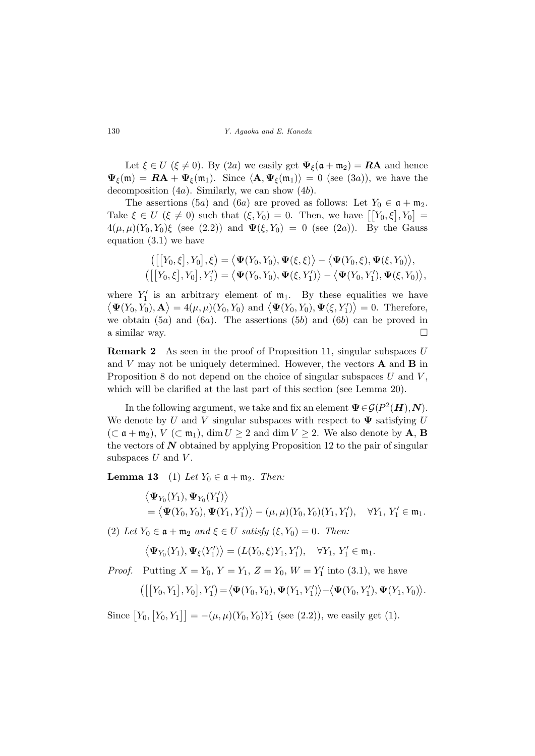Let $\xi \in U$ ($\xi \neq 0$). By ($2a$) we easily get $\mathbf{\Psi}_\xi(\mathfrak{a}+\mathfrak{m}_2) = \boldsymbol{R}\mathbf{A}$ and hence $\mathbf{\Psi}_\xi(\mathfrak{m}) = \boldsymbol{R}\mathbf{A} + \mathbf{\Psi}_\xi(\mathfrak{m}_1)$. Since $\langle \mathbf{A}, \mathbf{\Psi}_\xi(\mathfrak{m}_1)\rangle = 0$ (see ($3a$)), we have the decomposition ($4a$). Similarly, we can show ($4b$).

The assertions ($5a$) and ($6a$) are proved as follows: Let $Y_0 \in \mathfrak{a}+\mathfrak{m}_2$. Take $\xi \in U$ ($\xi \neq 0$) such that $(\xi, Y_0) = 0$. Then, we have $\big[[Y_0, \xi], Y_0\big] = 4(\mu,\mu)(Y_0,Y_0)\xi$ (see (2.2)) and $\mathbf{\Psi}(\xi, Y_0) = 0$ (see ($2a$)). By the Gauss equation (3.1) we have

$$\big(\big[[Y_0,\xi],Y_0\big],\xi\big) = \big\langle \mathbf{\Psi}(Y_0,Y_0), \mathbf{\Psi}(\xi,\xi)\big\rangle - \big\langle \mathbf{\Psi}(Y_0,\xi), \mathbf{\Psi}(\xi,Y_0)\big\rangle,$$
$$\big(\big[[Y_0,\xi],Y_0\big],Y_1'\big) = \big\langle \mathbf{\Psi}(Y_0,Y_0), \mathbf{\Psi}(\xi,Y_1')\big\rangle - \big\langle \mathbf{\Psi}(Y_0,Y_1'), \mathbf{\Psi}(\xi,Y_0)\big\rangle,$$

where $Y_1'$ is an arbitrary element of $\mathfrak{m}_1$. By these equalities we have $\big\langle \mathbf{\Psi}(Y_0,Y_0), \mathbf{A}\big\rangle = 4(\mu,\mu)(Y_0,Y_0)$ and $\big\langle \mathbf{\Psi}(Y_0,Y_0), \mathbf{\Psi}(\xi,Y_1')\big\rangle = 0$. Therefore, we obtain ($5a$) and ($6a$). The assertions ($5b$) and ($6b$) can be proved in a similar way. $\square$

**Remark 2** As seen in the proof of Proposition 11, singular subspaces $U$ and $V$ may not be uniquely determined. However, the vectors $\mathbf{A}$ and $\mathbf{B}$ in Proposition 8 do not depend on the choice of singular subspaces $U$ and $V$, which will be clarified at the last part of this section (see Lemma 20).

In the following argument, we take and fix an element $\mathbf{\Psi} \in \mathcal{G}(P^2(\boldsymbol{H}), \boldsymbol{N})$. We denote by $U$ and $V$ singular subspaces with respect to $\mathbf{\Psi}$ satisfying $U$ ($\subset \mathfrak{a}+\mathfrak{m}_2$), $V$ ($\subset \mathfrak{m}_1$), $\dim U \geq 2$ and $\dim V \geq 2$. We also denote by $\mathbf{A}$, $\mathbf{B}$ the vectors of $\boldsymbol{N}$ obtained by applying Proposition 12 to the pair of singular subspaces $U$ and $V$.

**Lemma 13** (1) *Let $Y_0 \in \mathfrak{a}+\mathfrak{m}_2$. Then:*

$$\begin{aligned}&\big\langle \mathbf{\Psi}_{Y_0}(Y_1), \mathbf{\Psi}_{Y_0}(Y_1')\big\rangle \\ &= \big\langle \mathbf{\Psi}(Y_0,Y_0), \mathbf{\Psi}(Y_1,Y_1')\big\rangle - (\mu,\mu)(Y_0,Y_0)(Y_1,Y_1'), \quad \forall Y_1,\, Y_1' \in \mathfrak{m}_1.\end{aligned}$$

(2) *Let $Y_0 \in \mathfrak{a}+\mathfrak{m}_2$ and $\xi \in U$ satisfy $(\xi, Y_0) = 0$. Then:*

$$\big\langle \mathbf{\Psi}_{Y_0}(Y_1), \mathbf{\Psi}_\xi(Y_1')\big\rangle = (L(Y_0,\xi)Y_1, Y_1'), \quad \forall Y_1,\, Y_1' \in \mathfrak{m}_1.$$

*Proof.* Putting $X = Y_0$, $Y = Y_1$, $Z = Y_0$, $W = Y_1'$ into (3.1), we have

$$\big(\big[[Y_0,Y_1],Y_0\big],Y_1'\big) = \big\langle \mathbf{\Psi}(Y_0,Y_0), \mathbf{\Psi}(Y_1,Y_1')\big\rangle - \big\langle \mathbf{\Psi}(Y_0,Y_1'), \mathbf{\Psi}(Y_1,Y_0)\big\rangle.$$

Since $\big[Y_0, [Y_0,Y_1]\big] = -(\mu,\mu)(Y_0,Y_0)Y_1$ (see (2.2)), we easily get (1).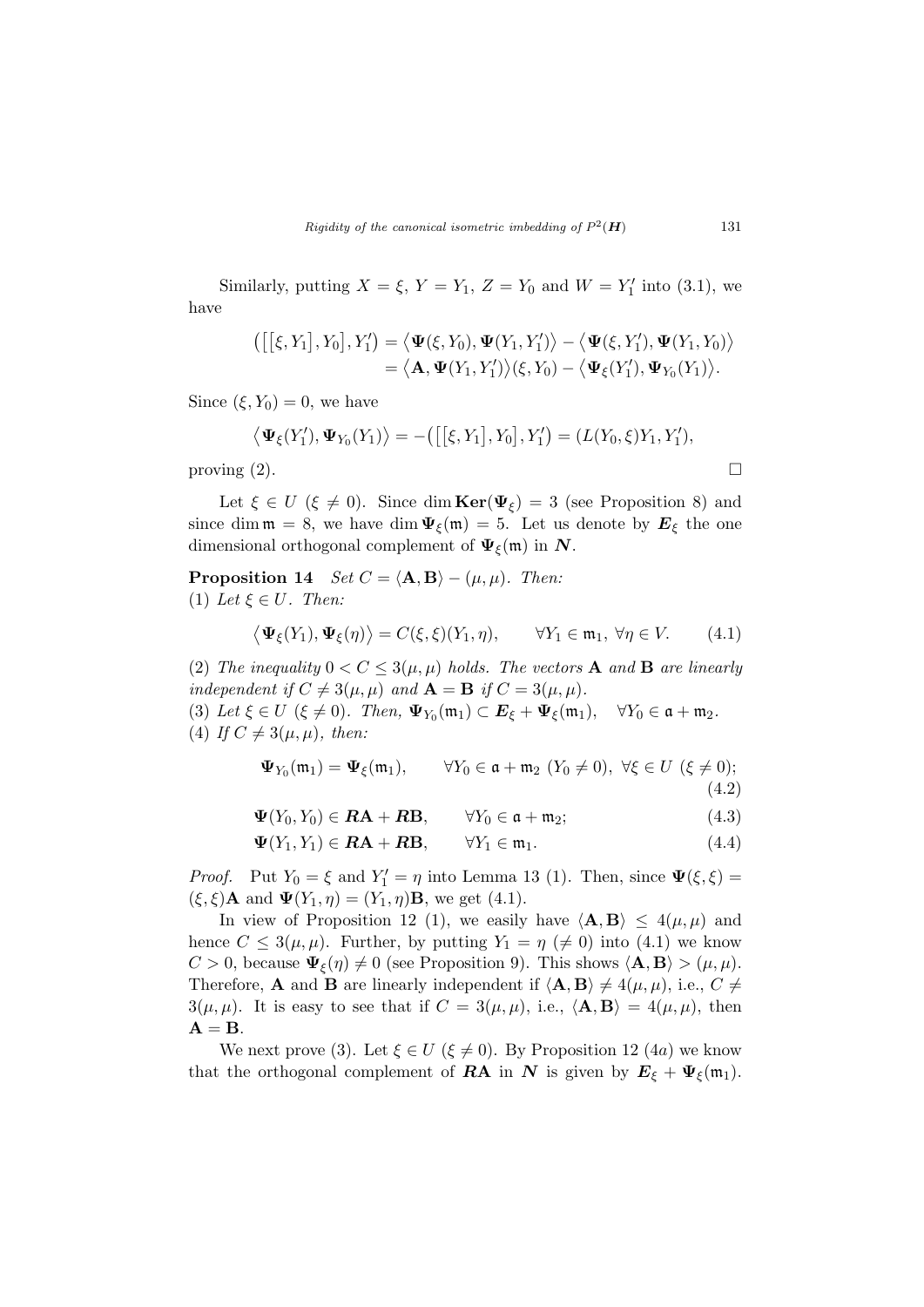Similarly, putting $X = \xi$, $Y = Y_1$, $Z = Y_0$ and $W = Y_1'$ into (3.1), we have

$$\begin{aligned}\big(\big[[\xi, Y_1], Y_0\big], Y_1'\big) &= \big\langle \mathbf{\Psi}(\xi, Y_0), \mathbf{\Psi}(Y_1, Y_1')\big\rangle - \big\langle \mathbf{\Psi}(\xi, Y_1'), \mathbf{\Psi}(Y_1, Y_0)\big\rangle \\ &= \big\langle \mathbf{A}, \mathbf{\Psi}(Y_1, Y_1')\big\rangle(\xi, Y_0) - \big\langle \mathbf{\Psi}_\xi(Y_1'), \mathbf{\Psi}_{Y_0}(Y_1)\big\rangle.\end{aligned}$$

Since $(\xi, Y_0) = 0$, we have

$$\big\langle \mathbf{\Psi}_\xi(Y_1'), \mathbf{\Psi}_{Y_0}(Y_1)\big\rangle = -\big(\big[[\xi, Y_1], Y_0\big], Y_1'\big) = (L(Y_0, \xi)Y_1, Y_1'),$$

proving (2). $\square$

Let $\xi \in U$ ($\xi \neq 0$). Since $\dim \mathbf{Ker}(\mathbf{\Psi}_\xi) = 3$ (see Proposition 8) and since $\dim \mathfrak{m} = 8$, we have $\dim \mathbf{\Psi}_\xi(\mathfrak{m}) = 5$. Let us denote by $\boldsymbol{E}_\xi$ the one dimensional orthogonal complement of $\mathbf{\Psi}_\xi(\mathfrak{m})$ in $\boldsymbol{N}$.

**Proposition 14** *Set $C = \langle \mathbf{A}, \mathbf{B}\rangle - (\mu, \mu)$. Then:*
(1) *Let $\xi \in U$. Then:*

$$\big\langle \mathbf{\Psi}_\xi(Y_1), \mathbf{\Psi}_\xi(\eta)\big\rangle = C(\xi, \xi)(Y_1, \eta), \qquad \forall Y_1 \in \mathfrak{m}_1,\ \forall \eta \in V. \tag{4.1}$$

(2) *The inequality $0 < C \leq 3(\mu, \mu)$ holds. The vectors $\mathbf{A}$ and $\mathbf{B}$ are linearly independent if $C \neq 3(\mu, \mu)$ and $\mathbf{A} = \mathbf{B}$ if $C = 3(\mu, \mu)$.*
(3) *Let $\xi \in U$ ($\xi \neq 0$). Then, $\mathbf{\Psi}_{Y_0}(\mathfrak{m}_1) \subset \boldsymbol{E}_\xi + \mathbf{\Psi}_\xi(\mathfrak{m}_1)$, $\quad \forall Y_0 \in \mathfrak{a} + \mathfrak{m}_2$.*
(4) *If $C \neq 3(\mu, \mu)$, then:*

$$\mathbf{\Psi}_{Y_0}(\mathfrak{m}_1) = \mathbf{\Psi}_\xi(\mathfrak{m}_1), \qquad \forall Y_0 \in \mathfrak{a} + \mathfrak{m}_2\ (Y_0 \neq 0),\ \forall \xi \in U\ (\xi \neq 0); \tag{4.2}$$

$$\mathbf{\Psi}(Y_0, Y_0) \in \boldsymbol{R}\mathbf{A} + \boldsymbol{R}\mathbf{B}, \qquad \forall Y_0 \in \mathfrak{a} + \mathfrak{m}_2; \tag{4.3}$$

$$\mathbf{\Psi}(Y_1, Y_1) \in \boldsymbol{R}\mathbf{A} + \boldsymbol{R}\mathbf{B}, \qquad \forall Y_1 \in \mathfrak{m}_1. \tag{4.4}$$

*Proof.* Put $Y_0 = \xi$ and $Y_1' = \eta$ into Lemma 13 (1). Then, since $\mathbf{\Psi}(\xi, \xi) = (\xi, \xi)\mathbf{A}$ and $\mathbf{\Psi}(Y_1, \eta) = (Y_1, \eta)\mathbf{B}$, we get (4.1).

In view of Proposition 12 (1), we easily have $\langle \mathbf{A}, \mathbf{B}\rangle \leq 4(\mu, \mu)$ and hence $C \leq 3(\mu, \mu)$. Further, by putting $Y_1 = \eta$ ($\neq 0$) into (4.1) we know $C > 0$, because $\mathbf{\Psi}_\xi(\eta) \neq 0$ (see Proposition 9). This shows $\langle \mathbf{A}, \mathbf{B}\rangle > (\mu, \mu)$. Therefore, $\mathbf{A}$ and $\mathbf{B}$ are linearly independent if $\langle \mathbf{A}, \mathbf{B}\rangle \neq 4(\mu, \mu)$, i.e., $C \neq 3(\mu, \mu)$. It is easy to see that if $C = 3(\mu, \mu)$, i.e., $\langle \mathbf{A}, \mathbf{B}\rangle = 4(\mu, \mu)$, then $\mathbf{A} = \mathbf{B}$.

We next prove (3). Let $\xi \in U$ ($\xi \neq 0$). By Proposition 12 (4$a$) we know that the orthogonal complement of $\boldsymbol{R}\mathbf{A}$ in $\boldsymbol{N}$ is given by $\boldsymbol{E}_\xi + \mathbf{\Psi}_\xi(\mathfrak{m}_1)$.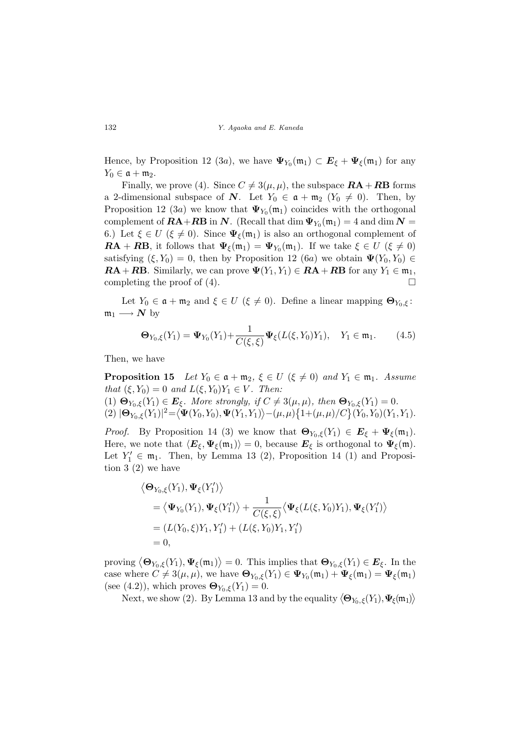Hence, by Proposition 12 ($3a$), we have $\boldsymbol{\Psi}_{Y_0}(\mathfrak{m}_1) \subset \boldsymbol{E}_\xi + \boldsymbol{\Psi}_\xi(\mathfrak{m}_1)$ for any $Y_0 \in \mathfrak{a} + \mathfrak{m}_2$.

Finally, we prove (4). Since $C \neq 3(\mu, \mu)$, the subspace $\boldsymbol{R}\mathbf{A} + \boldsymbol{R}\mathbf{B}$ forms a 2-dimensional subspace of $\boldsymbol{N}$. Let $Y_0 \in \mathfrak{a} + \mathfrak{m}_2$ ($Y_0 \neq 0$). Then, by Proposition 12 ($3a$) we know that $\boldsymbol{\Psi}_{Y_0}(\mathfrak{m}_1)$ coincides with the orthogonal complement of $\boldsymbol{R}\mathbf{A} + \boldsymbol{R}\mathbf{B}$ in $\boldsymbol{N}$. (Recall that $\dim \boldsymbol{\Psi}_{Y_0}(\mathfrak{m}_1) = 4$ and $\dim \boldsymbol{N} = 6$.) Let $\xi \in U$ ($\xi \neq 0$). Since $\boldsymbol{\Psi}_\xi(\mathfrak{m}_1)$ is also an orthogonal complement of $\boldsymbol{R}\mathbf{A} + \boldsymbol{R}\mathbf{B}$, it follows that $\boldsymbol{\Psi}_\xi(\mathfrak{m}_1) = \boldsymbol{\Psi}_{Y_0}(\mathfrak{m}_1)$. If we take $\xi \in U$ ($\xi \neq 0$) satisfying $(\xi, Y_0) = 0$, then by Proposition 12 ($6a$) we obtain $\boldsymbol{\Psi}(Y_0, Y_0) \in \boldsymbol{R}\mathbf{A} + \boldsymbol{R}\mathbf{B}$. Similarly, we can prove $\boldsymbol{\Psi}(Y_1, Y_1) \in \boldsymbol{R}\mathbf{A} + \boldsymbol{R}\mathbf{B}$ for any $Y_1 \in \mathfrak{m}_1$, completing the proof of (4). □

Let $Y_0 \in \mathfrak{a} + \mathfrak{m}_2$ and $\xi \in U$ ($\xi \neq 0$). Define a linear mapping $\boldsymbol{\Theta}_{Y_0,\xi} \colon \mathfrak{m}_1 \longrightarrow \boldsymbol{N}$ by

$$\boldsymbol{\Theta}_{Y_0,\xi}(Y_1) = \boldsymbol{\Psi}_{Y_0}(Y_1) + \frac{1}{C(\xi,\xi)} \boldsymbol{\Psi}_\xi(L(\xi, Y_0)Y_1), \quad Y_1 \in \mathfrak{m}_1. \tag{4.5}$$

Then, we have

**Proposition 15** *Let $Y_0 \in \mathfrak{a} + \mathfrak{m}_2$, $\xi \in U$ ($\xi \neq 0$) and $Y_1 \in \mathfrak{m}_1$. Assume that $(\xi, Y_0) = 0$ and $L(\xi, Y_0)Y_1 \in V$. Then:*
*(1) $\boldsymbol{\Theta}_{Y_0,\xi}(Y_1) \in \boldsymbol{E}_\xi$. More strongly, if $C \neq 3(\mu, \mu)$, then $\boldsymbol{\Theta}_{Y_0,\xi}(Y_1) = 0$.*
*(2) $|\boldsymbol{\Theta}_{Y_0,\xi}(Y_1)|^2 = \langle \boldsymbol{\Psi}(Y_0, Y_0), \boldsymbol{\Psi}(Y_1, Y_1) \rangle - (\mu, \mu)\{1 + (\mu, \mu)/C\}(Y_0, Y_0)(Y_1, Y_1)$.*

*Proof.* By Proposition 14 (3) we know that $\boldsymbol{\Theta}_{Y_0,\xi}(Y_1) \in \boldsymbol{E}_\xi + \boldsymbol{\Psi}_\xi(\mathfrak{m}_1)$. Here, we note that $\langle \boldsymbol{E}_\xi, \boldsymbol{\Psi}_\xi(\mathfrak{m}_1) \rangle = 0$, because $\boldsymbol{E}_\xi$ is orthogonal to $\boldsymbol{\Psi}_\xi(\mathfrak{m})$. Let $Y_1' \in \mathfrak{m}_1$. Then, by Lemma 13 (2), Proposition 14 (1) and Proposition 3 (2) we have

$$\begin{aligned}
&\langle \boldsymbol{\Theta}_{Y_0,\xi}(Y_1), \boldsymbol{\Psi}_\xi(Y_1') \rangle \\
&= \langle \boldsymbol{\Psi}_{Y_0}(Y_1), \boldsymbol{\Psi}_\xi(Y_1') \rangle + \frac{1}{C(\xi,\xi)} \langle \boldsymbol{\Psi}_\xi(L(\xi, Y_0)Y_1), \boldsymbol{\Psi}_\xi(Y_1') \rangle \\
&= (L(Y_0, \xi)Y_1, Y_1') + (L(\xi, Y_0)Y_1, Y_1') \\
&= 0,
\end{aligned}$$

proving $\langle \boldsymbol{\Theta}_{Y_0,\xi}(Y_1), \boldsymbol{\Psi}_\xi(\mathfrak{m}_1) \rangle = 0$. This implies that $\boldsymbol{\Theta}_{Y_0,\xi}(Y_1) \in \boldsymbol{E}_\xi$. In the case where $C \neq 3(\mu, \mu)$, we have $\boldsymbol{\Theta}_{Y_0,\xi}(Y_1) \in \boldsymbol{\Psi}_{Y_0}(\mathfrak{m}_1) + \boldsymbol{\Psi}_\xi(\mathfrak{m}_1) = \boldsymbol{\Psi}_\xi(\mathfrak{m}_1)$ (see (4.2)), which proves $\boldsymbol{\Theta}_{Y_0,\xi}(Y_1) = 0$.

Next, we show (2). By Lemma 13 and by the equality $\langle \boldsymbol{\Theta}_{Y_0,\xi}(Y_1), \boldsymbol{\Psi}_\xi(\mathfrak{m}_1) \rangle$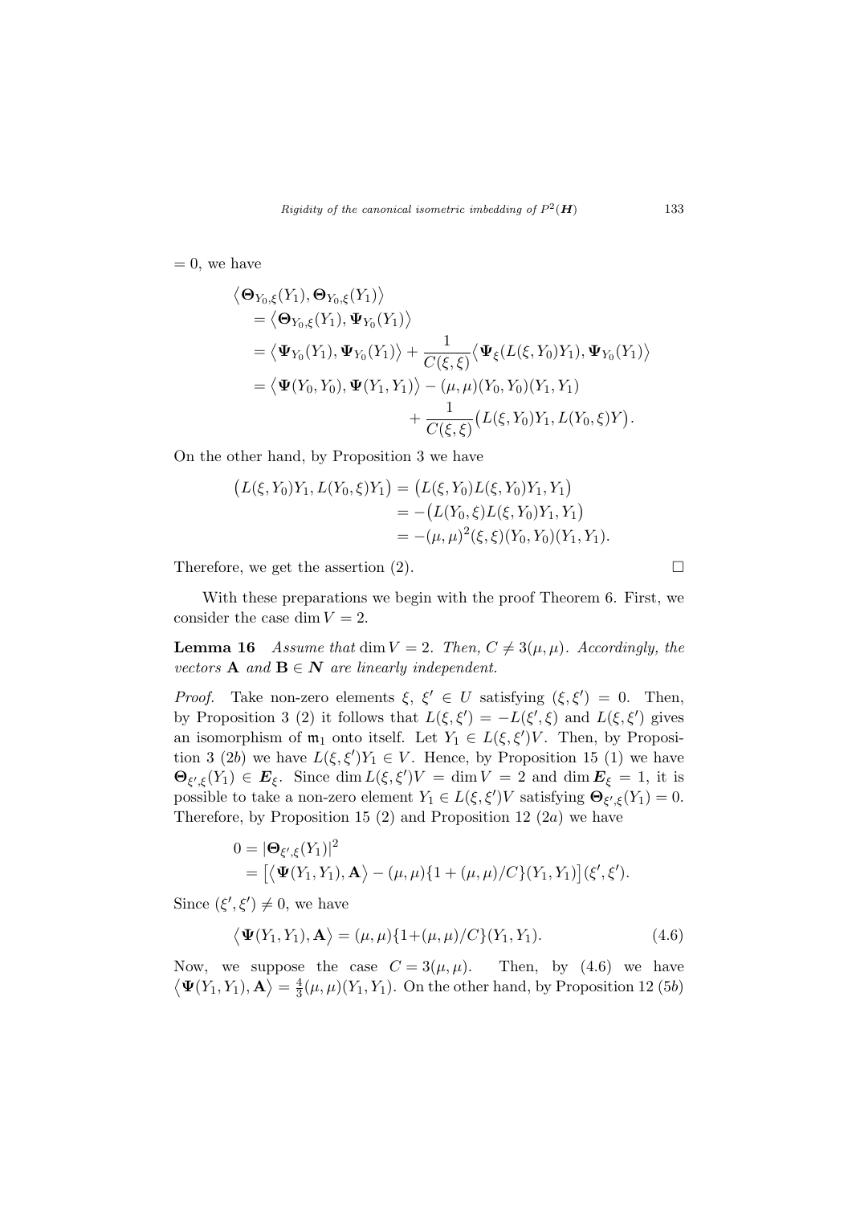$= 0$, we have

$$
\begin{aligned}
&\big\langle \boldsymbol{\Theta}_{Y_0,\xi}(Y_1), \boldsymbol{\Theta}_{Y_0,\xi}(Y_1)\big\rangle \\
&\quad = \big\langle \boldsymbol{\Theta}_{Y_0,\xi}(Y_1), \boldsymbol{\Psi}_{Y_0}(Y_1)\big\rangle \\
&\quad = \big\langle \boldsymbol{\Psi}_{Y_0}(Y_1), \boldsymbol{\Psi}_{Y_0}(Y_1)\big\rangle + \frac{1}{C(\xi,\xi)}\big\langle \boldsymbol{\Psi}_{\xi}(L(\xi,Y_0)Y_1), \boldsymbol{\Psi}_{Y_0}(Y_1)\big\rangle \\
&\quad = \big\langle \boldsymbol{\Psi}(Y_0,Y_0), \boldsymbol{\Psi}(Y_1,Y_1)\big\rangle - (\mu,\mu)(Y_0,Y_0)(Y_1,Y_1) \\
&\qquad\qquad\qquad\qquad + \frac{1}{C(\xi,\xi)}\big(L(\xi,Y_0)Y_1, L(Y_0,\xi)Y\big).
\end{aligned}
$$

On the other hand, by Proposition 3 we have

$$
\begin{aligned}
\big(L(\xi,Y_0)Y_1, L(Y_0,\xi)Y_1\big) &= \big(L(\xi,Y_0)L(\xi,Y_0)Y_1, Y_1\big) \\
&= -\big(L(Y_0,\xi)L(\xi,Y_0)Y_1, Y_1\big) \\
&= -(\mu,\mu)^2(\xi,\xi)(Y_0,Y_0)(Y_1,Y_1).
\end{aligned}
$$

Therefore, we get the assertion (2). $\square$

With these preparations we begin with the proof Theorem 6. First, we consider the case $\dim V = 2$.

**Lemma 16** *Assume that* $\dim V = 2$*. Then,* $C \neq 3(\mu,\mu)$*. Accordingly, the vectors* $\mathbf{A}$ *and* $\mathbf{B} \in \boldsymbol{N}$ *are linearly independent.*

*Proof.* Take non-zero elements $\xi,\ \xi' \in U$ satisfying $(\xi,\xi') = 0$. Then, by Proposition 3 (2) it follows that $L(\xi,\xi') = -L(\xi',\xi)$ and $L(\xi,\xi')$ gives an isomorphism of $\mathfrak{m}_1$ onto itself. Let $Y_1 \in L(\xi,\xi')V$. Then, by Proposition 3 (2*b*) we have $L(\xi,\xi')Y_1 \in V$. Hence, by Proposition 15 (1) we have $\boldsymbol{\Theta}_{\xi',\xi}(Y_1) \in \boldsymbol{E}_{\xi}$. Since $\dim L(\xi,\xi')V = \dim V = 2$ and $\dim \boldsymbol{E}_{\xi} = 1$, it is possible to take a non-zero element $Y_1 \in L(\xi,\xi')V$ satisfying $\boldsymbol{\Theta}_{\xi',\xi}(Y_1) = 0$. Therefore, by Proposition 15 (2) and Proposition 12 (2*a*) we have

$$
\begin{aligned}
0 &= |\boldsymbol{\Theta}_{\xi',\xi}(Y_1)|^2 \\
&= \big[\big\langle \boldsymbol{\Psi}(Y_1,Y_1), \mathbf{A}\big\rangle - (\mu,\mu)\{1 + (\mu,\mu)/C\}(Y_1,Y_1)\big](\xi',\xi').
\end{aligned}
$$

Since $(\xi',\xi') \neq 0$, we have

$$
\big\langle \boldsymbol{\Psi}(Y_1,Y_1), \mathbf{A}\big\rangle = (\mu,\mu)\{1 + (\mu,\mu)/C\}(Y_1,Y_1). \tag{4.6}
$$

Now, we suppose the case $C = 3(\mu,\mu)$. Then, by (4.6) we have $\big\langle \boldsymbol{\Psi}(Y_1,Y_1), \mathbf{A}\big\rangle = \frac{4}{3}(\mu,\mu)(Y_1,Y_1)$. On the other hand, by Proposition 12 (5*b*)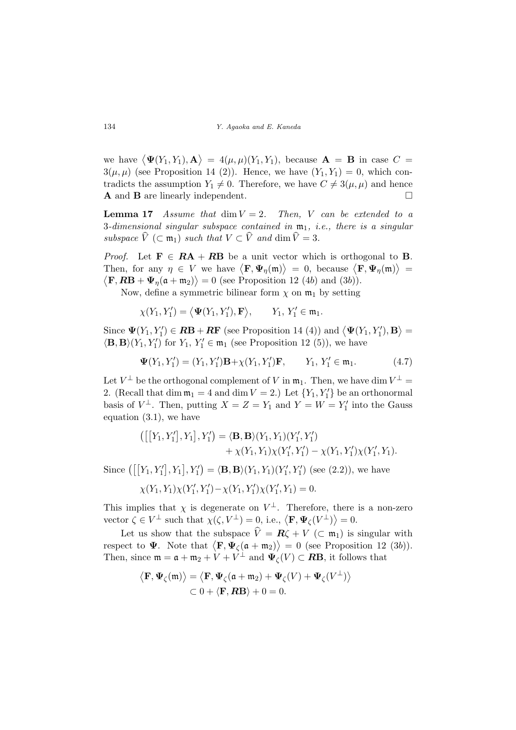we have $\langle \mathbf{\Psi}(Y_1, Y_1), \mathbf{A} \rangle = 4(\mu, \mu)(Y_1, Y_1)$, because $\mathbf{A} = \mathbf{B}$ in case $C = 3(\mu, \mu)$ (see Proposition 14 (2)). Hence, we have $(Y_1, Y_1) = 0$, which contradicts the assumption $Y_1 \neq 0$. Therefore, we have $C \neq 3(\mu, \mu)$ and hence $\mathbf{A}$ and $\mathbf{B}$ are linearly independent. $\square$

**Lemma 17** *Assume that* $\dim V = 2$. *Then,* $V$ *can be extended to a* 3*-dimensional singular subspace contained in* $\mathfrak{m}_1$*, i.e., there is a singular subspace* $\widehat{V}$ $(\subset \mathfrak{m}_1)$ *such that* $V \subset \widehat{V}$ *and* $\dim \widehat{V} = 3$.

*Proof.* Let $\mathbf{F} \in \boldsymbol{R}\mathbf{A} + \boldsymbol{R}\mathbf{B}$ be a unit vector which is orthogonal to $\mathbf{B}$. Then, for any $\eta \in V$ we have $\langle \mathbf{F}, \mathbf{\Psi}_\eta(\mathfrak{m}) \rangle = 0$, because $\langle \mathbf{F}, \mathbf{\Psi}_\eta(\mathfrak{m}) \rangle = \langle \mathbf{F}, \boldsymbol{R}\mathbf{B} + \mathbf{\Psi}_\eta(\mathfrak{a} + \mathfrak{m}_2) \rangle = 0$ (see Proposition 12 (4*b*) and (3*b*)).

Now, define a symmetric bilinear form $\chi$ on $\mathfrak{m}_1$ by setting

$$\chi(Y_1, Y_1') = \langle \mathbf{\Psi}(Y_1, Y_1'), \mathbf{F} \rangle, \qquad Y_1,\, Y_1' \in \mathfrak{m}_1.$$

Since $\mathbf{\Psi}(Y_1, Y_1') \in \boldsymbol{R}\mathbf{B} + \boldsymbol{R}\mathbf{F}$ (see Proposition 14 (4)) and $\langle \mathbf{\Psi}(Y_1, Y_1'), \mathbf{B} \rangle = \langle \mathbf{B}, \mathbf{B} \rangle (Y_1, Y_1')$ for $Y_1,\, Y_1' \in \mathfrak{m}_1$ (see Proposition 12 (5)), we have

$$\mathbf{\Psi}(Y_1, Y_1') = (Y_1, Y_1')\mathbf{B} + \chi(Y_1, Y_1')\mathbf{F}, \qquad Y_1,\, Y_1' \in \mathfrak{m}_1. \tag{4.7}$$

Let $V^\perp$ be the orthogonal complement of $V$ in $\mathfrak{m}_1$. Then, we have $\dim V^\perp = 2$. (Recall that $\dim \mathfrak{m}_1 = 4$ and $\dim V = 2$.) Let $\{Y_1, Y_1'\}$ be an orthonormal basis of $V^\perp$. Then, putting $X = Z = Y_1$ and $Y = W = Y_1'$ into the Gauss equation (3.1), we have

$$\begin{aligned}
\big(\big[[Y_1, Y_1'], Y_1\big], Y_1'\big) = \langle \mathbf{B}, \mathbf{B} \rangle (Y_1, Y_1)(Y_1', Y_1') \\
+ \chi(Y_1, Y_1)\chi(Y_1', Y_1') - \chi(Y_1, Y_1')\chi(Y_1', Y_1).
\end{aligned}$$

Since $\big(\big[[Y_1, Y_1'], Y_1\big], Y_1'\big) = \langle \mathbf{B}, \mathbf{B} \rangle (Y_1, Y_1)(Y_1', Y_1')$ (see (2.2)), we have

$$\chi(Y_1, Y_1)\chi(Y_1', Y_1') - \chi(Y_1, Y_1')\chi(Y_1', Y_1) = 0.$$

This implies that $\chi$ is degenerate on $V^\perp$. Therefore, there is a non-zero vector $\zeta \in V^\perp$ such that $\chi(\zeta, V^\perp) = 0$, i.e., $\langle \mathbf{F}, \mathbf{\Psi}_\zeta(V^\perp) \rangle = 0$.

Let us show that the subspace $\widehat{V} = \boldsymbol{R}\zeta + V$ $(\subset \mathfrak{m}_1)$ is singular with respect to $\mathbf{\Psi}$. Note that $\langle \mathbf{F}, \mathbf{\Psi}_\zeta(\mathfrak{a} + \mathfrak{m}_2) \rangle = 0$ (see Proposition 12 (3*b*)). Then, since $\mathfrak{m} = \mathfrak{a} + \mathfrak{m}_2 + V + V^\perp$ and $\mathbf{\Psi}_\zeta(V) \subset \boldsymbol{R}\mathbf{B}$, it follows that

$$\begin{aligned}
\langle \mathbf{F}, \mathbf{\Psi}_\zeta(\mathfrak{m}) \rangle &= \langle \mathbf{F}, \mathbf{\Psi}_\zeta(\mathfrak{a} + \mathfrak{m}_2) + \mathbf{\Psi}_\zeta(V) + \mathbf{\Psi}_\zeta(V^\perp) \rangle \\
&\subset 0 + \langle \mathbf{F}, \boldsymbol{R}\mathbf{B} \rangle + 0 = 0.
\end{aligned}$$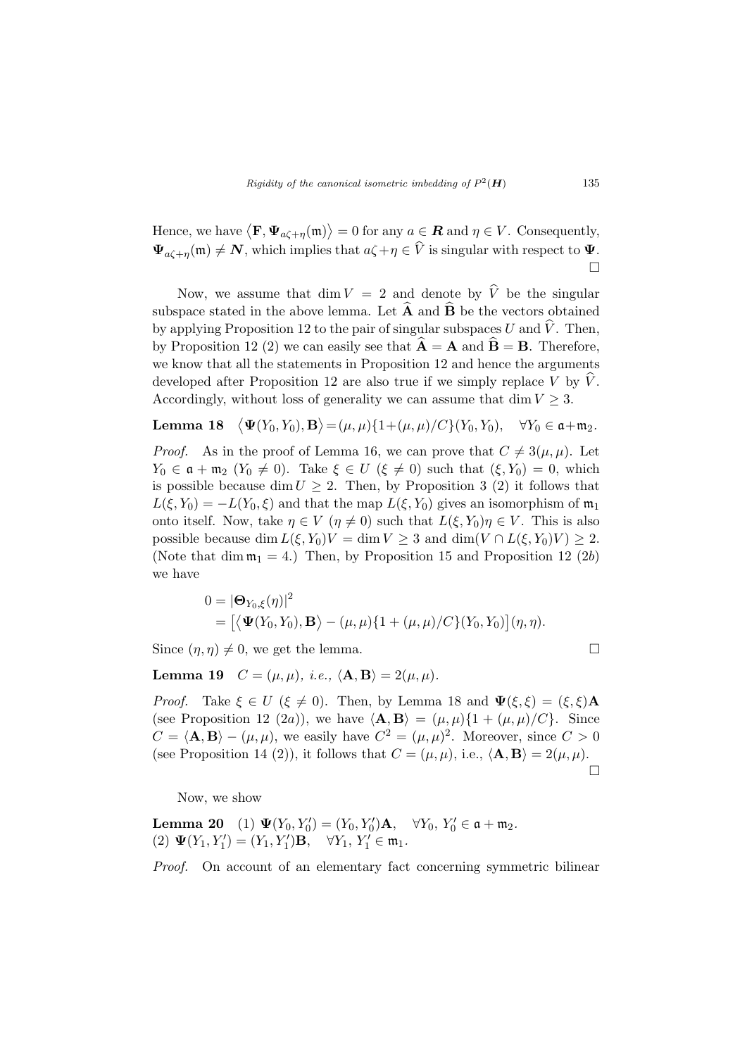Hence, we have $\langle \mathbf{F}, \mathbf{\Psi}_{a\zeta+\eta}(\mathfrak{m})\rangle = 0$ for any $a \in \boldsymbol{R}$ and $\eta \in V$. Consequently, $\mathbf{\Psi}_{a\zeta+\eta}(\mathfrak{m}) \neq \boldsymbol{N}$, which implies that $a\zeta+\eta \in \widehat{V}$ is singular with respect to $\mathbf{\Psi}$. $\square$

Now, we assume that $\dim V = 2$ and denote by $\widehat{V}$ be the singular subspace stated in the above lemma. Let $\widehat{\mathbf{A}}$ and $\widehat{\mathbf{B}}$ be the vectors obtained by applying Proposition 12 to the pair of singular subspaces $U$ and $\widehat{V}$. Then, by Proposition 12 (2) we can easily see that $\widehat{\mathbf{A}} = \mathbf{A}$ and $\widehat{\mathbf{B}} = \mathbf{B}$. Therefore, we know that all the statements in Proposition 12 and hence the arguments developed after Proposition 12 are also true if we simply replace $V$ by $\widehat{V}$. Accordingly, without loss of generality we can assume that $\dim V \geq 3$.

**Lemma 18** $\langle \mathbf{\Psi}(Y_0, Y_0), \mathbf{B}\rangle = (\mu,\mu)\{1+(\mu,\mu)/C\}(Y_0, Y_0), \quad \forall Y_0 \in \mathfrak{a}+\mathfrak{m}_2.$

*Proof.* As in the proof of Lemma 16, we can prove that $C \neq 3(\mu,\mu)$. Let $Y_0 \in \mathfrak{a}+\mathfrak{m}_2$ ($Y_0 \neq 0$). Take $\xi \in U$ ($\xi \neq 0$) such that $(\xi, Y_0) = 0$, which is possible because $\dim U \geq 2$. Then, by Proposition 3 (2) it follows that $L(\xi, Y_0) = -L(Y_0, \xi)$ and that the map $L(\xi, Y_0)$ gives an isomorphism of $\mathfrak{m}_1$ onto itself. Now, take $\eta \in V$ ($\eta \neq 0$) such that $L(\xi, Y_0)\eta \in V$. This is also possible because $\dim L(\xi, Y_0)V = \dim V \geq 3$ and $\dim(V \cap L(\xi, Y_0)V) \geq 2$. (Note that $\dim \mathfrak{m}_1 = 4$.) Then, by Proposition 15 and Proposition 12 (2$b$) we have

$$
\begin{aligned}
0 &= |\mathbf{\Theta}_{Y_0,\xi}(\eta)|^2 \\
&= \left[\langle \mathbf{\Psi}(Y_0, Y_0), \mathbf{B}\rangle - (\mu,\mu)\{1+(\mu,\mu)/C\}(Y_0, Y_0)\right](\eta,\eta).
\end{aligned}
$$

Since $(\eta,\eta) \neq 0$, we get the lemma. $\square$

**Lemma 19** *$C = (\mu,\mu)$, i.e., $\langle \mathbf{A}, \mathbf{B}\rangle = 2(\mu,\mu)$.*

*Proof.* Take $\xi \in U$ ($\xi \neq 0$). Then, by Lemma 18 and $\mathbf{\Psi}(\xi,\xi) = (\xi,\xi)\mathbf{A}$ (see Proposition 12 (2$a$)), we have $\langle \mathbf{A}, \mathbf{B}\rangle = (\mu,\mu)\{1+(\mu,\mu)/C\}$. Since $C = \langle \mathbf{A}, \mathbf{B}\rangle - (\mu,\mu)$, we easily have $C^2 = (\mu,\mu)^2$. Moreover, since $C > 0$ (see Proposition 14 (2)), it follows that $C = (\mu,\mu)$, i.e., $\langle \mathbf{A}, \mathbf{B}\rangle = 2(\mu,\mu)$. $\square$

Now, we show

**Lemma 20** (1) $\mathbf{\Psi}(Y_0, Y_0') = (Y_0, Y_0')\mathbf{A}, \quad \forall Y_0,\, Y_0' \in \mathfrak{a}+\mathfrak{m}_2$.
(2) $\mathbf{\Psi}(Y_1, Y_1') = (Y_1, Y_1')\mathbf{B}, \quad \forall Y_1,\, Y_1' \in \mathfrak{m}_1$.

*Proof.* On account of an elementary fact concerning symmetric bilinear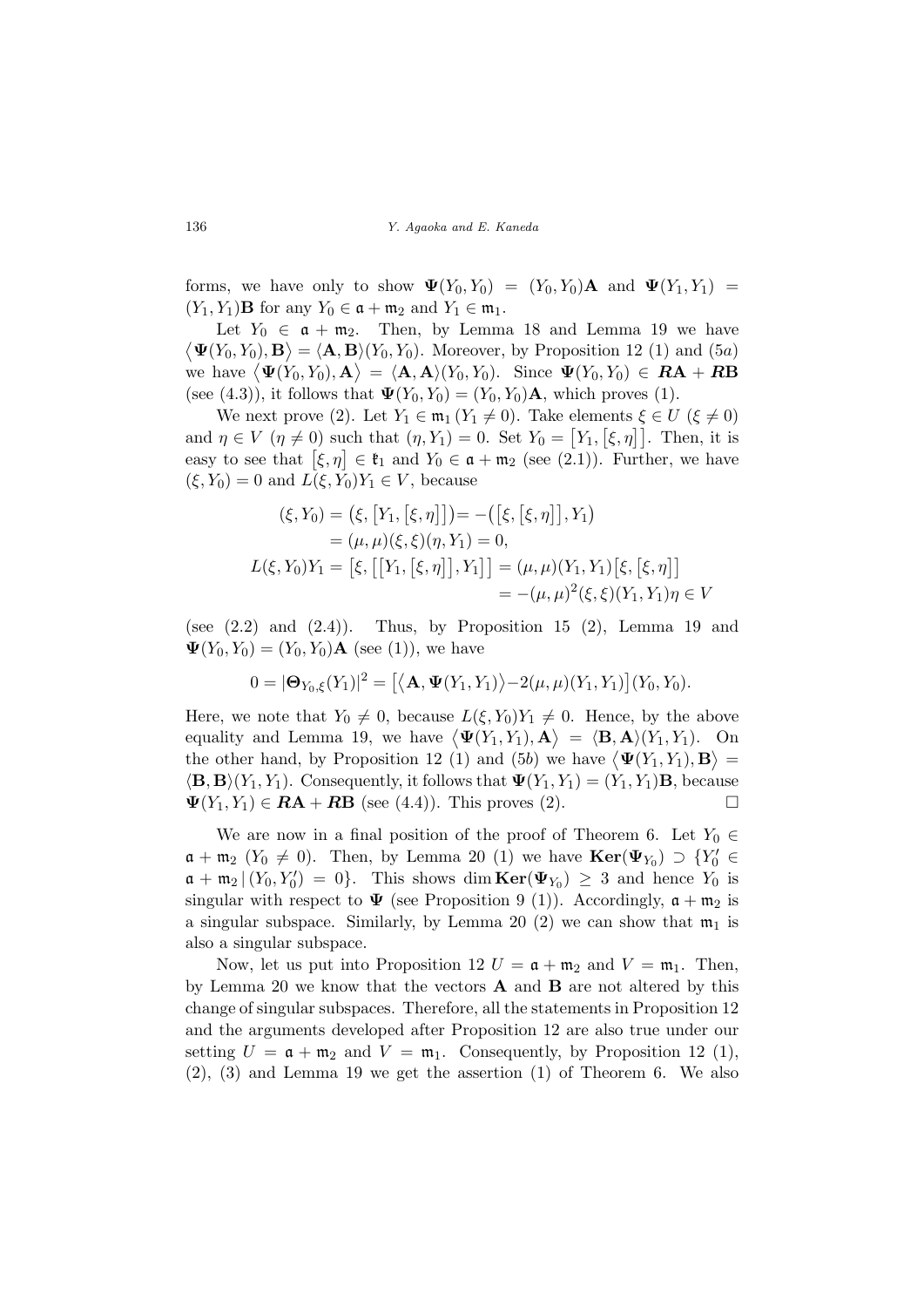forms, we have only to show $\mathbf{\Psi}(Y_0, Y_0) = (Y_0, Y_0)\mathbf{A}$ and $\mathbf{\Psi}(Y_1, Y_1) = (Y_1, Y_1)\mathbf{B}$ for any $Y_0 \in \mathfrak{a} + \mathfrak{m}_2$ and $Y_1 \in \mathfrak{m}_1$.

Let $Y_0 \in \mathfrak{a} + \mathfrak{m}_2$. Then, by Lemma 18 and Lemma 19 we have $\big\langle \mathbf{\Psi}(Y_0, Y_0), \mathbf{B}\big\rangle = \langle \mathbf{A}, \mathbf{B}\rangle(Y_0, Y_0)$. Moreover, by Proposition 12 (1) and (5$a$) we have $\big\langle \mathbf{\Psi}(Y_0, Y_0), \mathbf{A}\big\rangle = \langle \mathbf{A}, \mathbf{A}\rangle(Y_0, Y_0)$. Since $\mathbf{\Psi}(Y_0, Y_0) \in \boldsymbol{R}\mathbf{A} + \boldsymbol{R}\mathbf{B}$ (see (4.3)), it follows that $\mathbf{\Psi}(Y_0, Y_0) = (Y_0, Y_0)\mathbf{A}$, which proves (1).

We next prove (2). Let $Y_1 \in \mathfrak{m}_1$ ($Y_1 \neq 0$). Take elements $\xi \in U$ ($\xi \neq 0$) and $\eta \in V$ ($\eta \neq 0$) such that $(\eta, Y_1) = 0$. Set $Y_0 = \big[Y_1, [\xi, \eta]\big]$. Then, it is easy to see that $[\xi, \eta] \in \mathfrak{k}_1$ and $Y_0 \in \mathfrak{a} + \mathfrak{m}_2$ (see (2.1)). Further, we have $(\xi, Y_0) = 0$ and $L(\xi, Y_0)Y_1 \in V$, because

$$
\begin{aligned}
(\xi, Y_0) &= \big(\xi, \big[Y_1, [\xi, \eta]\big]\big) = -\big(\big[\xi, [\xi, \eta]\big], Y_1\big) \\
&= (\mu, \mu)(\xi, \xi)(\eta, Y_1) = 0, \\
L(\xi, Y_0)Y_1 &= \big[\xi, \big[\big[Y_1, [\xi, \eta]\big], Y_1\big]\big] = (\mu, \mu)(Y_1, Y_1)\big[\xi, [\xi, \eta]\big] \\
&\qquad\qquad\qquad\qquad\qquad\quad = -(\mu, \mu)^2(\xi, \xi)(Y_1, Y_1)\eta \in V
\end{aligned}
$$

(see (2.2) and (2.4)). Thus, by Proposition 15 (2), Lemma 19 and $\mathbf{\Psi}(Y_0, Y_0) = (Y_0, Y_0)\mathbf{A}$ (see (1)), we have

$$
0 = |\mathbf{\Theta}_{Y_0, \xi}(Y_1)|^2 = \big[\big\langle \mathbf{A}, \mathbf{\Psi}(Y_1, Y_1)\big\rangle - 2(\mu, \mu)(Y_1, Y_1)\big](Y_0, Y_0).
$$

Here, we note that $Y_0 \neq 0$, because $L(\xi, Y_0)Y_1 \neq 0$. Hence, by the above equality and Lemma 19, we have $\big\langle \mathbf{\Psi}(Y_1, Y_1), \mathbf{A}\big\rangle = \langle \mathbf{B}, \mathbf{A}\rangle(Y_1, Y_1)$. On the other hand, by Proposition 12 (1) and (5$b$) we have $\big\langle \mathbf{\Psi}(Y_1, Y_1), \mathbf{B}\big\rangle = \langle \mathbf{B}, \mathbf{B}\rangle(Y_1, Y_1)$. Consequently, it follows that $\mathbf{\Psi}(Y_1, Y_1) = (Y_1, Y_1)\mathbf{B}$, because $\mathbf{\Psi}(Y_1, Y_1) \in \boldsymbol{R}\mathbf{A} + \boldsymbol{R}\mathbf{B}$ (see (4.4)). This proves (2). $\square$

We are now in a final position of the proof of Theorem 6. Let $Y_0 \in \mathfrak{a} + \mathfrak{m}_2$ ($Y_0 \neq 0$). Then, by Lemma 20 (1) we have $\mathbf{Ker}(\mathbf{\Psi}_{Y_0}) \supset \{Y_0' \in \mathfrak{a} + \mathfrak{m}_2 \,|\, (Y_0, Y_0') = 0\}$. This shows $\dim \mathbf{Ker}(\mathbf{\Psi}_{Y_0}) \geq 3$ and hence $Y_0$ is singular with respect to $\mathbf{\Psi}$ (see Proposition 9 (1)). Accordingly, $\mathfrak{a} + \mathfrak{m}_2$ is a singular subspace. Similarly, by Lemma 20 (2) we can show that $\mathfrak{m}_1$ is also a singular subspace.

Now, let us put into Proposition 12 $U = \mathfrak{a} + \mathfrak{m}_2$ and $V = \mathfrak{m}_1$. Then, by Lemma 20 we know that the vectors $\mathbf{A}$ and $\mathbf{B}$ are not altered by this change of singular subspaces. Therefore, all the statements in Proposition 12 and the arguments developed after Proposition 12 are also true under our setting $U = \mathfrak{a} + \mathfrak{m}_2$ and $V = \mathfrak{m}_1$. Consequently, by Proposition 12 (1), (2), (3) and Lemma 19 we get the assertion (1) of Theorem 6. We also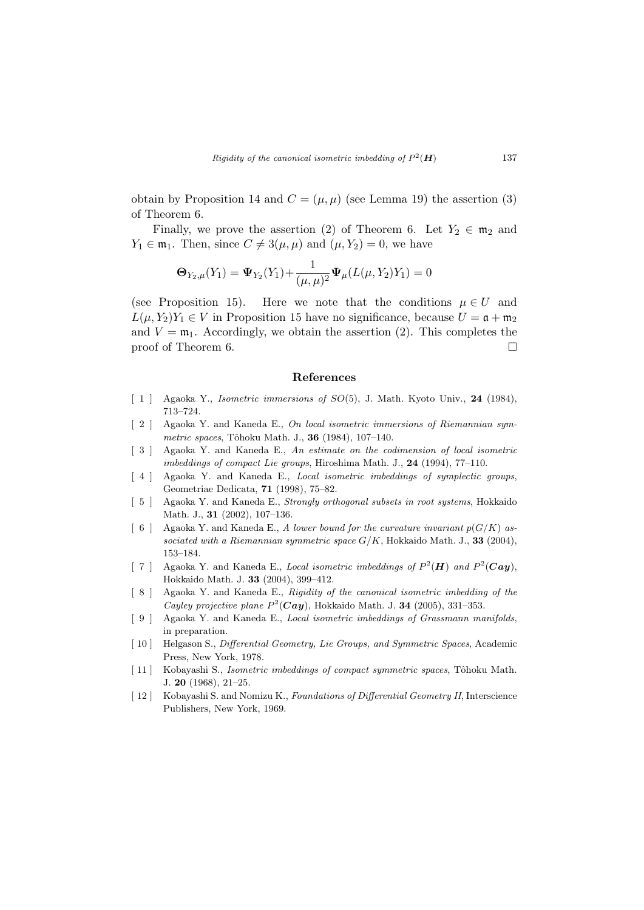obtain by Proposition 14 and $C = (\mu, \mu)$ (see Lemma 19) the assertion (3) of Theorem 6.

Finally, we prove the assertion (2) of Theorem 6. Let $Y_2 \in \mathfrak{m}_2$ and $Y_1 \in \mathfrak{m}_1$. Then, since $C \neq 3(\mu, \mu)$ and $(\mu, Y_2) = 0$, we have

$$\boldsymbol{\Theta}_{Y_2,\mu}(Y_1) = \boldsymbol{\Psi}_{Y_2}(Y_1) + \frac{1}{(\mu,\mu)^2}\boldsymbol{\Psi}_{\mu}(L(\mu, Y_2)Y_1) = 0$$

(see Proposition 15). Here we note that the conditions $\mu \in U$ and $L(\mu, Y_2)Y_1 \in V$ in Proposition 15 have no significance, because $U = \mathfrak{a} + \mathfrak{m}_2$ and $V = \mathfrak{m}_1$. Accordingly, we obtain the assertion (2). This completes the proof of Theorem 6. □

## References

[ 1 ] Agaoka Y., *Isometric immersions of $SO(5)$*, J. Math. Kyoto Univ., **24** (1984), 713–724.

[ 2 ] Agaoka Y. and Kaneda E., *On local isometric immersions of Riemannian symmetric spaces*, Tôhoku Math. J., **36** (1984), 107–140.

[ 3 ] Agaoka Y. and Kaneda E., *An estimate on the codimension of local isometric imbeddings of compact Lie groups*, Hiroshima Math. J., **24** (1994), 77–110.

[ 4 ] Agaoka Y. and Kaneda E., *Local isometric imbeddings of symplectic groups*, Geometriae Dedicata, **71** (1998), 75–82.

[ 5 ] Agaoka Y. and Kaneda E., *Strongly orthogonal subsets in root systems*, Hokkaido Math. J., **31** (2002), 107–136.

[ 6 ] Agaoka Y. and Kaneda E., *A lower bound for the curvature invariant $p(G/K)$ associated with a Riemannian symmetric space $G/K$*, Hokkaido Math. J., **33** (2004), 153–184.

[ 7 ] Agaoka Y. and Kaneda E., *Local isometric imbeddings of $P^2(\boldsymbol{H})$ and $P^2(\boldsymbol{Cay})$*, Hokkaido Math. J. **33** (2004), 399–412.

[ 8 ] Agaoka Y. and Kaneda E., *Rigidity of the canonical isometric imbedding of the Cayley projective plane $P^2(\boldsymbol{Cay})$*, Hokkaido Math. J. **34** (2005), 331–353.

[ 9 ] Agaoka Y. and Kaneda E., *Local isometric imbeddings of Grassmann manifolds*, in preparation.

[ 10 ] Helgason S., *Differential Geometry, Lie Groups, and Symmetric Spaces*, Academic Press, New York, 1978.

[ 11 ] Kobayashi S., *Isometric imbeddings of compact symmetric spaces*, Tôhoku Math. J. **20** (1968), 21–25.

[ 12 ] Kobayashi S. and Nomizu K., *Foundations of Differential Geometry II*, Interscience Publishers, New York, 1969.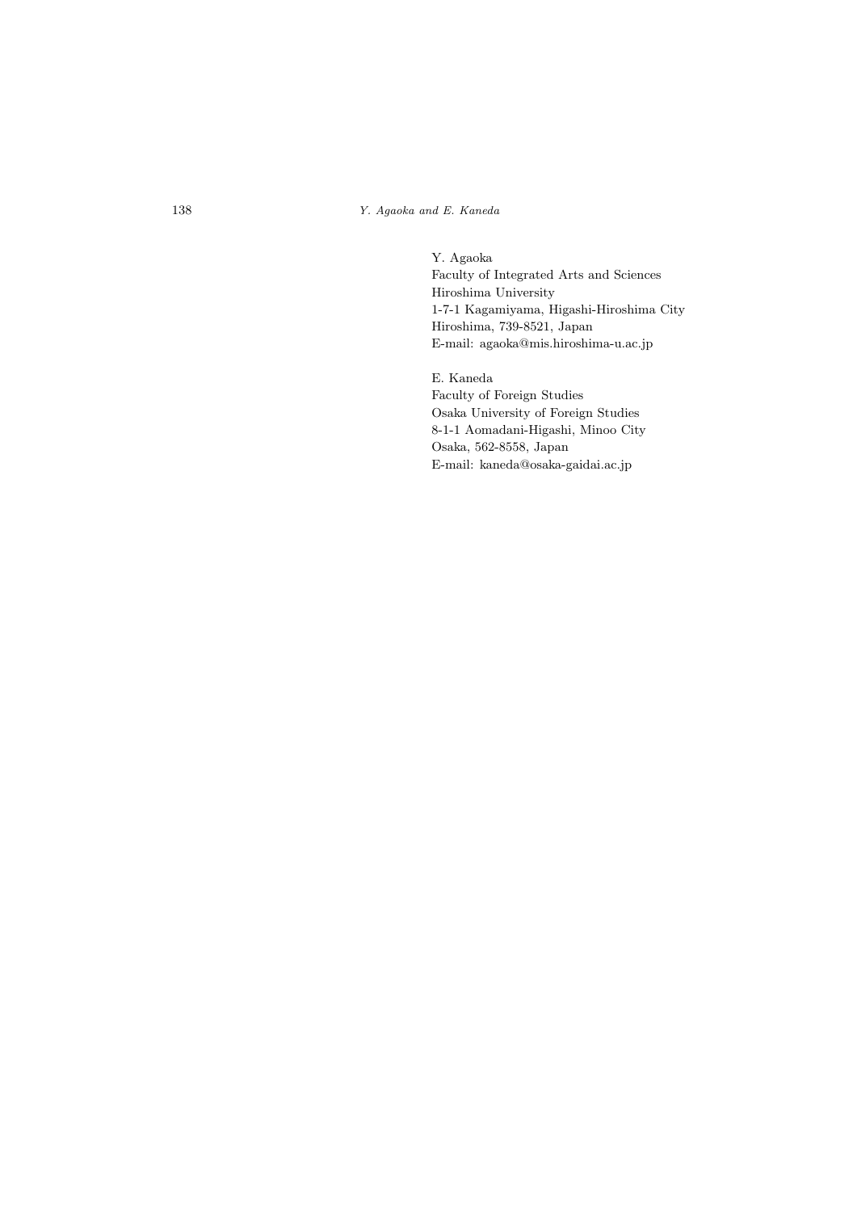Y. Agaoka
Faculty of Integrated Arts and Sciences
Hiroshima University
1-7-1 Kagamiyama, Higashi-Hiroshima City
Hiroshima, 739-8521, Japan
E-mail: agaoka@mis.hiroshima-u.ac.jp

E. Kaneda
Faculty of Foreign Studies
Osaka University of Foreign Studies
8-1-1 Aomadani-Higashi, Minoo City
Osaka, 562-8558, Japan
E-mail: kaneda@osaka-gaidai.ac.jp